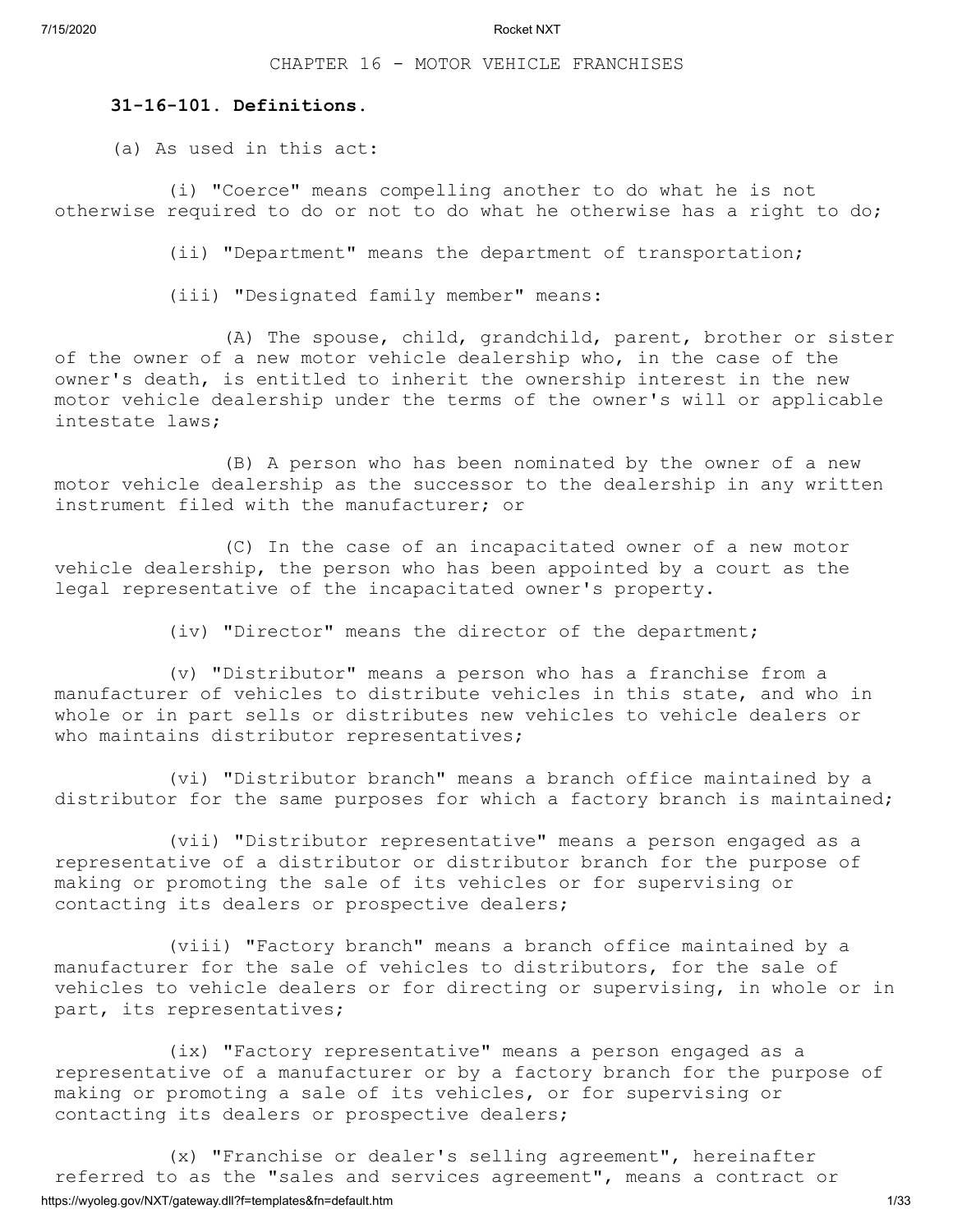# CHAPTER 16 - MOTOR VEHICLE FRANCHISES

## 31-16-101. Definitions.

(a) As used in this act:

(i) "Coerce" means compelling another to do what he is not otherwise required to do or not to do what he otherwise has a right to do;

(ii) "Department" means the department of transportation;

(iii) "Designated family member" means:

(A) The spouse, child, grandchild, parent, brother or sister of the owner of a new motor vehicle dealership who, in the case of the owner's death, is entitled to inherit the ownership interest in the new motor vehicle dealership under the terms of the owner's will or applicable intestate laws;

(B) A person who has been nominated by the owner of a new motor vehicle dealership as the successor to the dealership in any written instrument filed with the manufacturer; or

(C) In the case of an incapacitated owner of a new motor vehicle dealership, the person who has been appointed by a court as the legal representative of the incapacitated owner's property.

(iv) "Director" means the director of the department;

(v) "Distributor" means a person who has a franchise from a manufacturer of vehicles to distribute vehicles in this state, and who in whole or in part sells or distributes new vehicles to vehicle dealers or who maintains distributor representatives;

(vi) "Distributor branch" means a branch office maintained by a distributor for the same purposes for which a factory branch is maintained;

(vii) "Distributor representative" means a person engaged as a representative of a distributor or distributor branch for the purpose of making or promoting the sale of its vehicles or for supervising or contacting its dealers or prospective dealers;

(viii) "Factory branch" means a branch office maintained by a manufacturer for the sale of vehicles to distributors, for the sale of vehicles to vehicle dealers or for directing or supervising, in whole or in part, its representatives;

(ix) "Factory representative" means a person engaged as a representative of a manufacturer or by a factory branch for the purpose of making or promoting a sale of its vehicles, or for supervising or contacting its dealers or prospective dealers;

(x) "Franchise or dealer's selling agreement", hereinafter referred to as the "sales and services agreement", means a contract or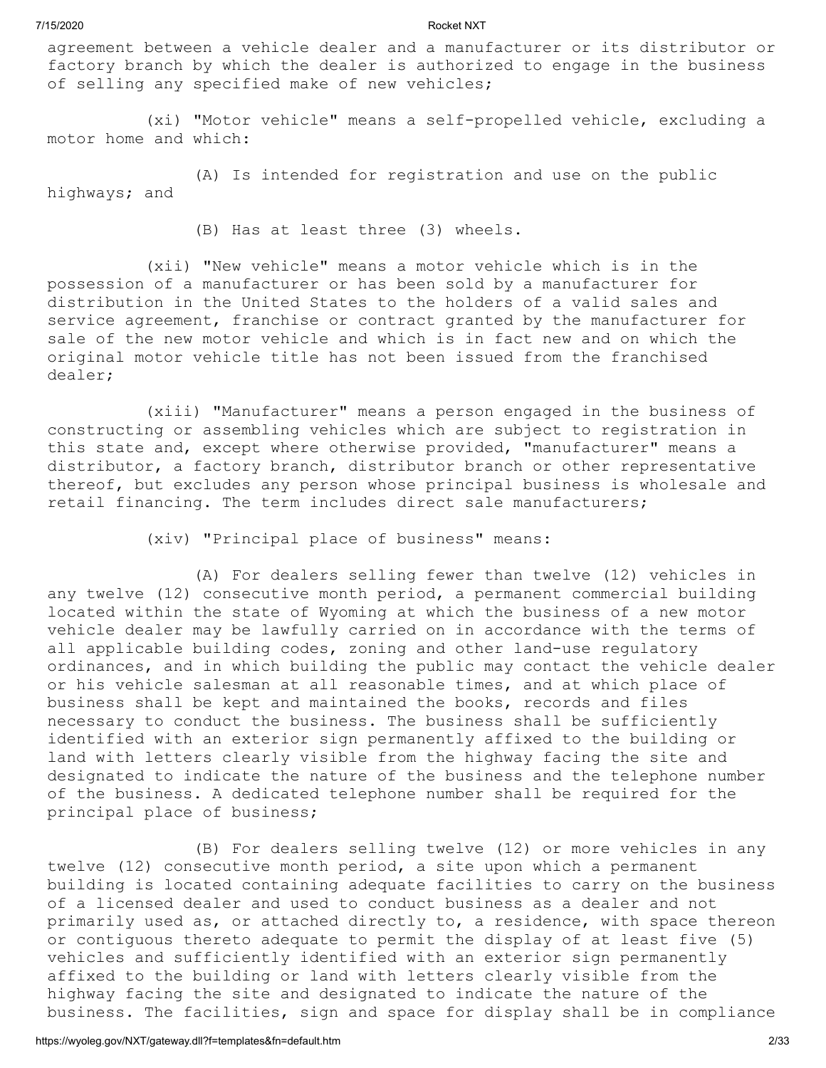agreement between a vehicle dealer and a manufacturer or its distributor or factory branch by which the dealer is authorized to engage in the business of selling any specified make of new vehicles;

(xi) "Motor vehicle" means a self-propelled vehicle, excluding a motor home and which:

(A) Is intended for registration and use on the public highways; and

(B) Has at least three (3) wheels.

(xii) "New vehicle" means a motor vehicle which is in the possession of a manufacturer or has been sold by a manufacturer for distribution in the United States to the holders of a valid sales and service agreement, franchise or contract granted by the manufacturer for sale of the new motor vehicle and which is in fact new and on which the original motor vehicle title has not been issued from the franchised dealer;

(xiii) "Manufacturer" means a person engaged in the business of constructing or assembling vehicles which are subject to registration in this state and, except where otherwise provided, "manufacturer" means a distributor, a factory branch, distributor branch or other representative thereof, but excludes any person whose principal business is wholesale and retail financing. The term includes direct sale manufacturers;

(xiv) "Principal place of business" means:

(A) For dealers selling fewer than twelve (12) vehicles in any twelve (12) consecutive month period, a permanent commercial building located within the state of Wyoming at which the business of a new motor vehicle dealer may be lawfully carried on in accordance with the terms of all applicable building codes, zoning and other land-use regulatory ordinances, and in which building the public may contact the vehicle dealer or his vehicle salesman at all reasonable times, and at which place of business shall be kept and maintained the books, records and files necessary to conduct the business. The business shall be sufficiently identified with an exterior sign permanently affixed to the building or land with letters clearly visible from the highway facing the site and designated to indicate the nature of the business and the telephone number of the business. A dedicated telephone number shall be required for the principal place of business;

(B) For dealers selling twelve (12) or more vehicles in any twelve (12) consecutive month period, a site upon which a permanent building is located containing adequate facilities to carry on the business of a licensed dealer and used to conduct business as a dealer and not primarily used as, or attached directly to, a residence, with space thereon or contiguous thereto adequate to permit the display of at least five (5) vehicles and sufficiently identified with an exterior sign permanently affixed to the building or land with letters clearly visible from the highway facing the site and designated to indicate the nature of the business. The facilities, sign and space for display shall be in compliance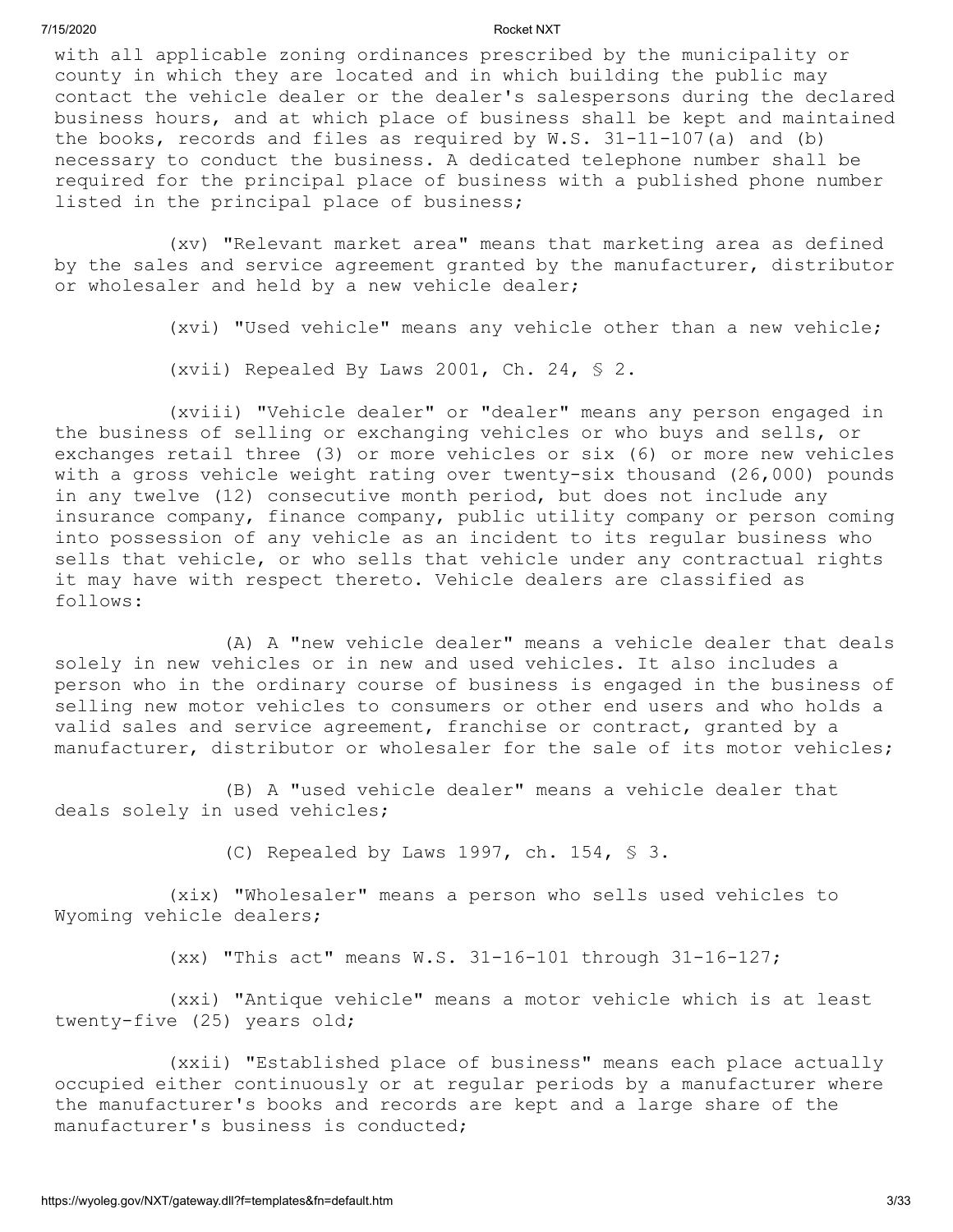with all applicable zoning ordinances prescribed by the municipality or county in which they are located and in which building the public may contact the vehicle dealer or the dealer's salespersons during the declared business hours, and at which place of business shall be kept and maintained the books, records and files as required by W.S. 31-11-107(a) and (b) necessary to conduct the business. A dedicated telephone number shall be required for the principal place of business with a published phone number listed in the principal place of business;

(xv) "Relevant market area" means that marketing area as defined by the sales and service agreement granted by the manufacturer, distributor or wholesaler and held by a new vehicle dealer;

(xvi) "Used vehicle" means any vehicle other than a new vehicle;

(xvii) Repealed By Laws 2001, Ch. 24, § 2.

(xviii) "Vehicle dealer" or "dealer" means any person engaged in the business of selling or exchanging vehicles or who buys and sells, or exchanges retail three (3) or more vehicles or six (6) or more new vehicles with a gross vehicle weight rating over twenty-six thousand (26,000) pounds in any twelve (12) consecutive month period, but does not include any insurance company, finance company, public utility company or person coming into possession of any vehicle as an incident to its regular business who sells that vehicle, or who sells that vehicle under any contractual rights it may have with respect thereto. Vehicle dealers are classified as follows:

(A) A "new vehicle dealer" means a vehicle dealer that deals solely in new vehicles or in new and used vehicles. It also includes a person who in the ordinary course of business is engaged in the business of selling new motor vehicles to consumers or other end users and who holds a valid sales and service agreement, franchise or contract, granted by a manufacturer, distributor or wholesaler for the sale of its motor vehicles;

(B) A "used vehicle dealer" means a vehicle dealer that deals solely in used vehicles;

(C) Repealed by Laws 1997, ch. 154, § 3.

(xix) "Wholesaler" means a person who sells used vehicles to Wyoming vehicle dealers;

(xx) "This act" means W.S. 31-16-101 through 31-16-127;

(xxi) "Antique vehicle" means a motor vehicle which is at least twenty-five (25) years old;

(xxii) "Established place of business" means each place actually occupied either continuously or at regular periods by a manufacturer where the manufacturer's books and records are kept and a large share of the manufacturer's business is conducted;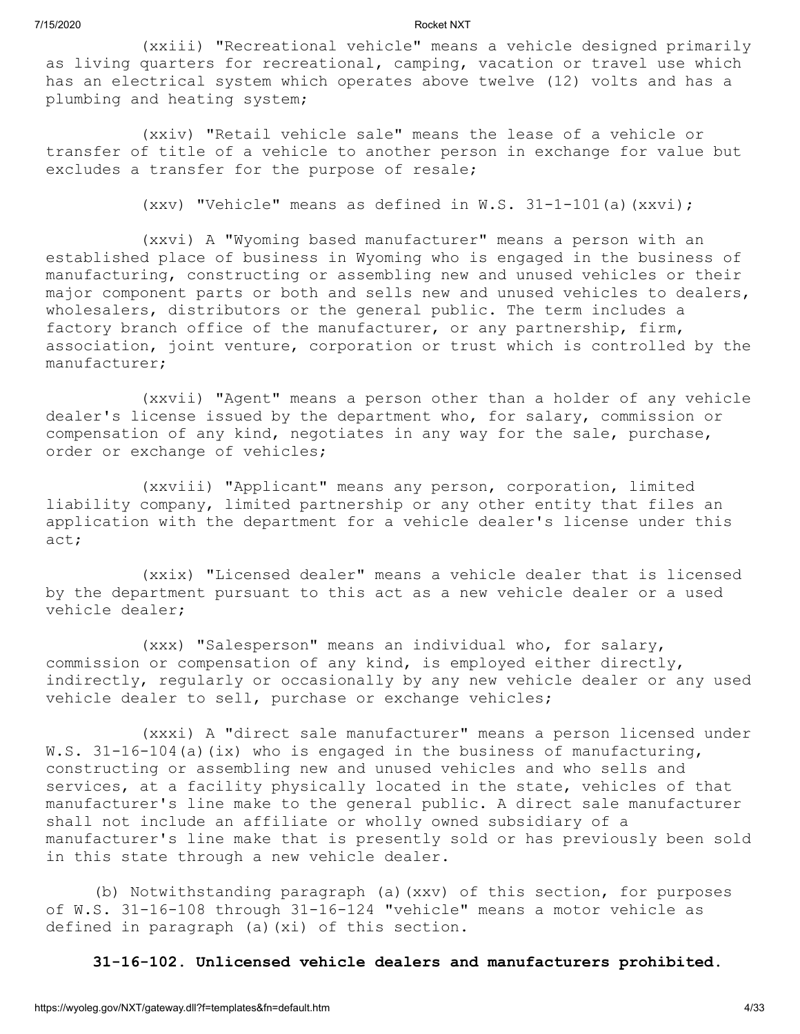(xxiii) "Recreational vehicle" means a vehicle designed primarily as living quarters for recreational, camping, vacation or travel use which has an electrical system which operates above twelve (12) volts and has a plumbing and heating system;

(xxiv) "Retail vehicle sale" means the lease of a vehicle or transfer of title of a vehicle to another person in exchange for value but excludes a transfer for the purpose of resale;

(xxv) "Vehicle" means as defined in W.S. 31-1-101(a)(xxvi);

(xxvi) A "Wyoming based manufacturer" means a person with an established place of business in Wyoming who is engaged in the business of manufacturing, constructing or assembling new and unused vehicles or their major component parts or both and sells new and unused vehicles to dealers, wholesalers, distributors or the general public. The term includes a factory branch office of the manufacturer, or any partnership, firm, association, joint venture, corporation or trust which is controlled by the manufacturer;

(xxvii) "Agent" means a person other than a holder of any vehicle dealer's license issued by the department who, for salary, commission or compensation of any kind, negotiates in any way for the sale, purchase, order or exchange of vehicles;

(xxviii) "Applicant" means any person, corporation, limited liability company, limited partnership or any other entity that files an application with the department for a vehicle dealer's license under this act;

(xxix) "Licensed dealer" means a vehicle dealer that is licensed by the department pursuant to this act as a new vehicle dealer or a used vehicle dealer;

(xxx) "Salesperson" means an individual who, for salary, commission or compensation of any kind, is employed either directly, indirectly, regularly or occasionally by any new vehicle dealer or any used vehicle dealer to sell, purchase or exchange vehicles;

(xxxi) A "direct sale manufacturer" means a person licensed under W.S. 31-16-104(a)(ix) who is engaged in the business of manufacturing, constructing or assembling new and unused vehicles and who sells and services, at a facility physically located in the state, vehicles of that manufacturer's line make to the general public. A direct sale manufacturer shall not include an affiliate or wholly owned subsidiary of a manufacturer's line make that is presently sold or has previously been sold in this state through a new vehicle dealer.

(b) Notwithstanding paragraph (a)(xxv) of this section, for purposes of W.S. 31-16-108 through 31-16-124 "vehicle" means a motor vehicle as defined in paragraph (a)(xi) of this section.

**31-16-102. Unlicensed vehicle dealers and manufacturers prohibited.**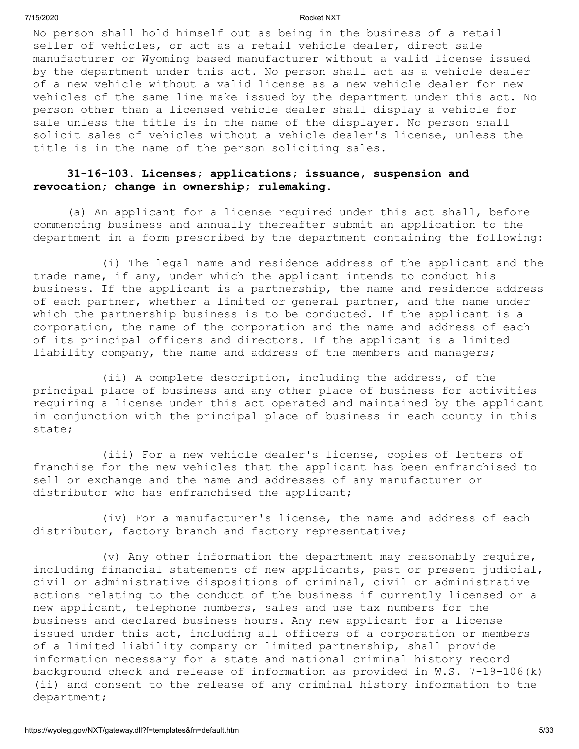No person shall hold himself out as being in the business of a retail seller of vehicles, or act as a retail vehicle dealer, direct sale manufacturer or Wyoming based manufacturer without a valid license issued by the department under this act. No person shall act as a vehicle dealer of a new vehicle without a valid license as a new vehicle dealer for new vehicles of the same line make issued by the department under this act. No person other than a licensed vehicle dealer shall display a vehicle for sale unless the title is in the name of the displayer. No person shall solicit sales of vehicles without a vehicle dealer's license, unless the title is in the name of the person soliciting sales.

**31-16-103. Licenses; applications; issuance, suspension and revocation; change in ownership; rulemaking.**

(a) An applicant for a license required under this act shall, before commencing business and annually thereafter submit an application to the department in a form prescribed by the department containing the following:

(i) The legal name and residence address of the applicant and the trade name, if any, under which the applicant intends to conduct his business. If the applicant is a partnership, the name and residence address of each partner, whether a limited or general partner, and the name under which the partnership business is to be conducted. If the applicant is a corporation, the name of the corporation and the name and address of each of its principal officers and directors. If the applicant is a limited liability company, the name and address of the members and managers;

(ii) A complete description, including the address, of the principal place of business and any other place of business for activities requiring a license under this act operated and maintained by the applicant in conjunction with the principal place of business in each county in this state;

(iii) For a new vehicle dealer's license, copies of letters of franchise for the new vehicles that the applicant has been enfranchised to sell or exchange and the name and addresses of any manufacturer or distributor who has enfranchised the applicant;

(iv) For a manufacturer's license, the name and address of each distributor, factory branch and factory representative;

(v) Any other information the department may reasonably require, including financial statements of new applicants, past or present judicial, civil or administrative dispositions of criminal, civil or administrative actions relating to the conduct of the business if currently licensed or a new applicant, telephone numbers, sales and use tax numbers for the business and declared business hours. Any new applicant for a license issued under this act, including all officers of a corporation or members of a limited liability company or limited partnership, shall provide information necessary for a state and national criminal history record background check and release of information as provided in W.S. 7-19-106(k)(ii) and consent to the release of any criminal history information to the department;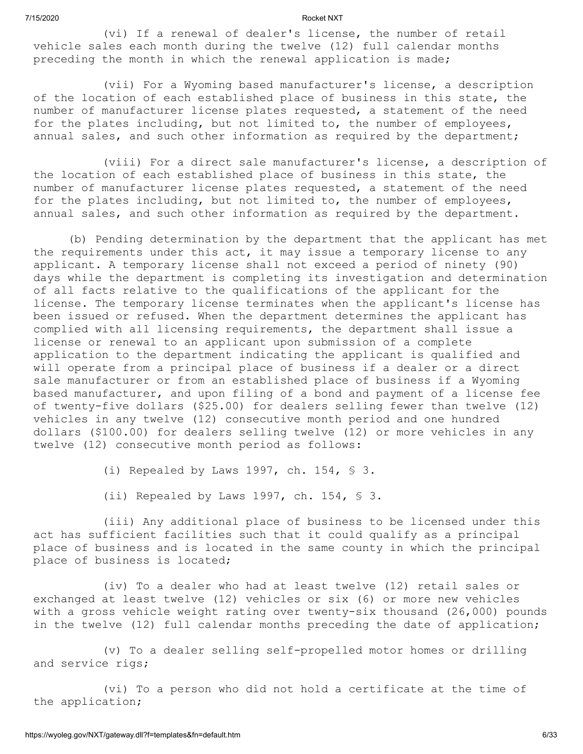(vi) If a renewal of dealer's license, the number of retail vehicle sales each month during the twelve (12) full calendar months preceding the month in which the renewal application is made;

(vii) For a Wyoming based manufacturer's license, a description of the location of each established place of business in this state, the number of manufacturer license plates requested, a statement of the need for the plates including, but not limited to, the number of employees, annual sales, and such other information as required by the department;

(viii) For a direct sale manufacturer's license, a description of the location of each established place of business in this state, the number of manufacturer license plates requested, a statement of the need for the plates including, but not limited to, the number of employees, annual sales, and such other information as required by the department.

(b) Pending determination by the department that the applicant has met the requirements under this act, it may issue a temporary license to any applicant. A temporary license shall not exceed a period of ninety (90) days while the department is completing its investigation and determination of all facts relative to the qualifications of the applicant for the license. The temporary license terminates when the applicant's license has been issued or refused. When the department determines the applicant has complied with all licensing requirements, the department shall issue a license or renewal to an applicant upon submission of a complete application to the department indicating the applicant is qualified and will operate from a principal place of business if a dealer or a direct sale manufacturer or from an established place of business if a Wyoming based manufacturer, and upon filing of a bond and payment of a license fee of twenty-five dollars ($25.00) for dealers selling fewer than twelve (12) vehicles in any twelve (12) consecutive month period and one hundred dollars ($100.00) for dealers selling twelve (12) or more vehicles in any twelve (12) consecutive month period as follows:

(i) Repealed by Laws 1997, ch. 154, § 3.

(ii) Repealed by Laws 1997, ch. 154, § 3.

(iii) Any additional place of business to be licensed under this act has sufficient facilities such that it could qualify as a principal place of business and is located in the same county in which the principal place of business is located;

(iv) To a dealer who had at least twelve (12) retail sales or exchanged at least twelve (12) vehicles or six (6) or more new vehicles with a gross vehicle weight rating over twenty-six thousand (26,000) pounds in the twelve (12) full calendar months preceding the date of application;

(v) To a dealer selling self-propelled motor homes or drilling and service rigs;

(vi) To a person who did not hold a certificate at the time of the application;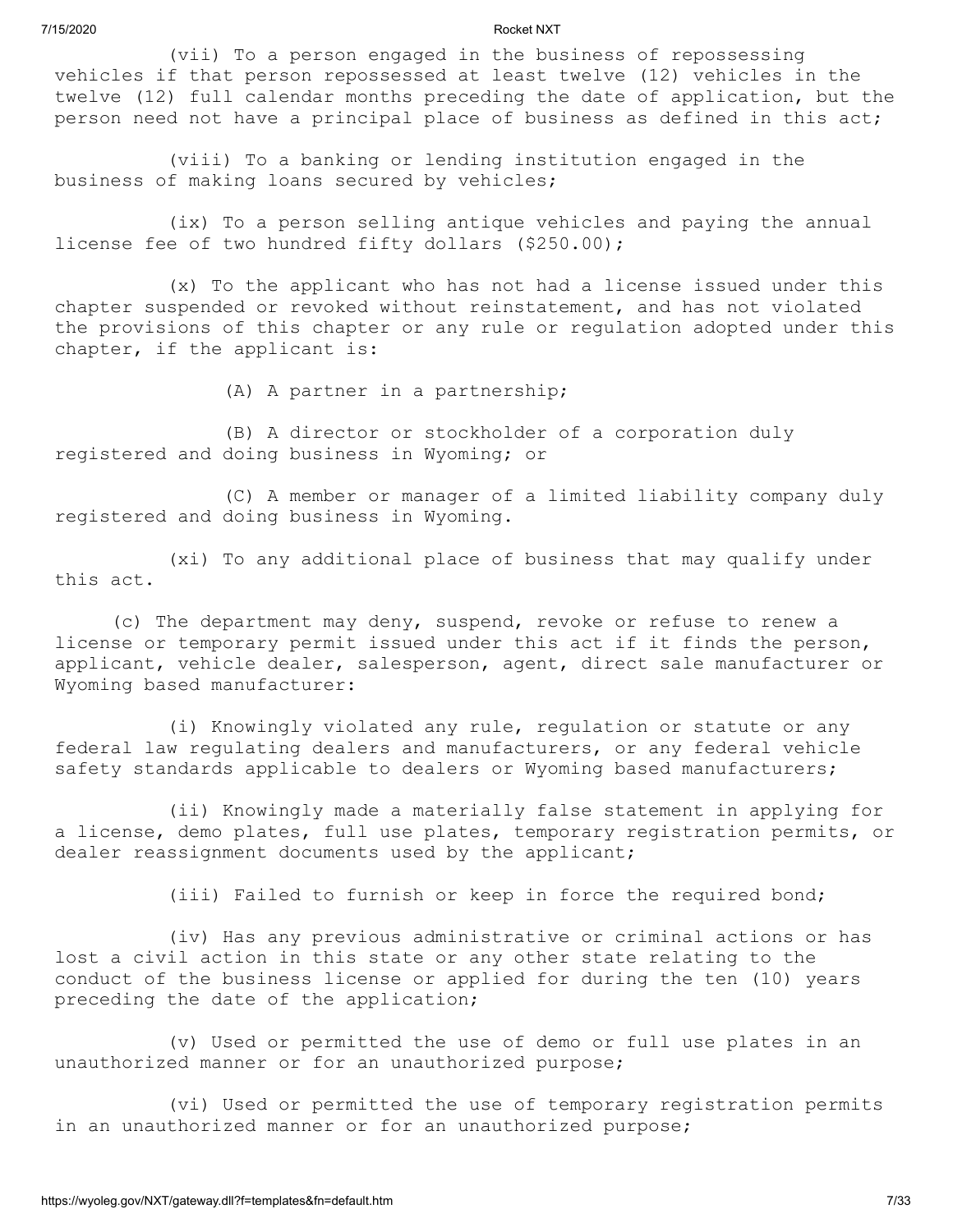(vii) To a person engaged in the business of repossessing vehicles if that person repossessed at least twelve (12) vehicles in the twelve (12) full calendar months preceding the date of application, but the person need not have a principal place of business as defined in this act;

(viii) To a banking or lending institution engaged in the business of making loans secured by vehicles;

(ix) To a person selling antique vehicles and paying the annual license fee of two hundred fifty dollars ($250.00);

(x) To the applicant who has not had a license issued under this chapter suspended or revoked without reinstatement, and has not violated the provisions of this chapter or any rule or regulation adopted under this chapter, if the applicant is:

(A) A partner in a partnership;

(B) A director or stockholder of a corporation duly registered and doing business in Wyoming; or

(C) A member or manager of a limited liability company duly registered and doing business in Wyoming.

(xi) To any additional place of business that may qualify under this act.

(c) The department may deny, suspend, revoke or refuse to renew a license or temporary permit issued under this act if it finds the person, applicant, vehicle dealer, salesperson, agent, direct sale manufacturer or Wyoming based manufacturer:

(i) Knowingly violated any rule, regulation or statute or any federal law regulating dealers and manufacturers, or any federal vehicle safety standards applicable to dealers or Wyoming based manufacturers;

(ii) Knowingly made a materially false statement in applying for a license, demo plates, full use plates, temporary registration permits, or dealer reassignment documents used by the applicant;

(iii) Failed to furnish or keep in force the required bond;

(iv) Has any previous administrative or criminal actions or has lost a civil action in this state or any other state relating to the conduct of the business license or applied for during the ten (10) years preceding the date of the application;

(v) Used or permitted the use of demo or full use plates in an unauthorized manner or for an unauthorized purpose;

(vi) Used or permitted the use of temporary registration permits in an unauthorized manner or for an unauthorized purpose;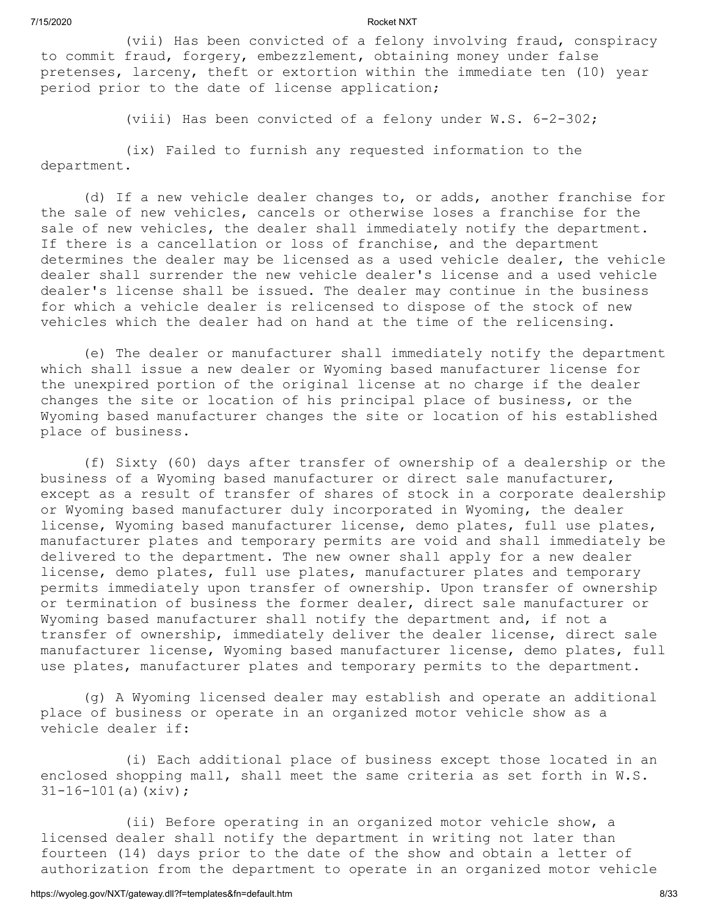(vii) Has been convicted of a felony involving fraud, conspiracy to commit fraud, forgery, embezzlement, obtaining money under false pretenses, larceny, theft or extortion within the immediate ten (10) year period prior to the date of license application;

(viii) Has been convicted of a felony under W.S. 6-2-302;

(ix) Failed to furnish any requested information to the department.

(d) If a new vehicle dealer changes to, or adds, another franchise for the sale of new vehicles, cancels or otherwise loses a franchise for the sale of new vehicles, the dealer shall immediately notify the department. If there is a cancellation or loss of franchise, and the department determines the dealer may be licensed as a used vehicle dealer, the vehicle dealer shall surrender the new vehicle dealer's license and a used vehicle dealer's license shall be issued. The dealer may continue in the business for which a vehicle dealer is relicensed to dispose of the stock of new vehicles which the dealer had on hand at the time of the relicensing.

(e) The dealer or manufacturer shall immediately notify the department which shall issue a new dealer or Wyoming based manufacturer license for the unexpired portion of the original license at no charge if the dealer changes the site or location of his principal place of business, or the Wyoming based manufacturer changes the site or location of his established place of business.

(f) Sixty (60) days after transfer of ownership of a dealership or the business of a Wyoming based manufacturer or direct sale manufacturer, except as a result of transfer of shares of stock in a corporate dealership or Wyoming based manufacturer duly incorporated in Wyoming, the dealer license, Wyoming based manufacturer license, demo plates, full use plates, manufacturer plates and temporary permits are void and shall immediately be delivered to the department. The new owner shall apply for a new dealer license, demo plates, full use plates, manufacturer plates and temporary permits immediately upon transfer of ownership. Upon transfer of ownership or termination of business the former dealer, direct sale manufacturer or Wyoming based manufacturer shall notify the department and, if not a transfer of ownership, immediately deliver the dealer license, direct sale manufacturer license, Wyoming based manufacturer license, demo plates, full use plates, manufacturer plates and temporary permits to the department.

(g) A Wyoming licensed dealer may establish and operate an additional place of business or operate in an organized motor vehicle show as a vehicle dealer if:

(i) Each additional place of business except those located in an enclosed shopping mall, shall meet the same criteria as set forth in W.S. 31-16-101(a)(xiv);

(ii) Before operating in an organized motor vehicle show, a licensed dealer shall notify the department in writing not later than fourteen (14) days prior to the date of the show and obtain a letter of authorization from the department to operate in an organized motor vehicle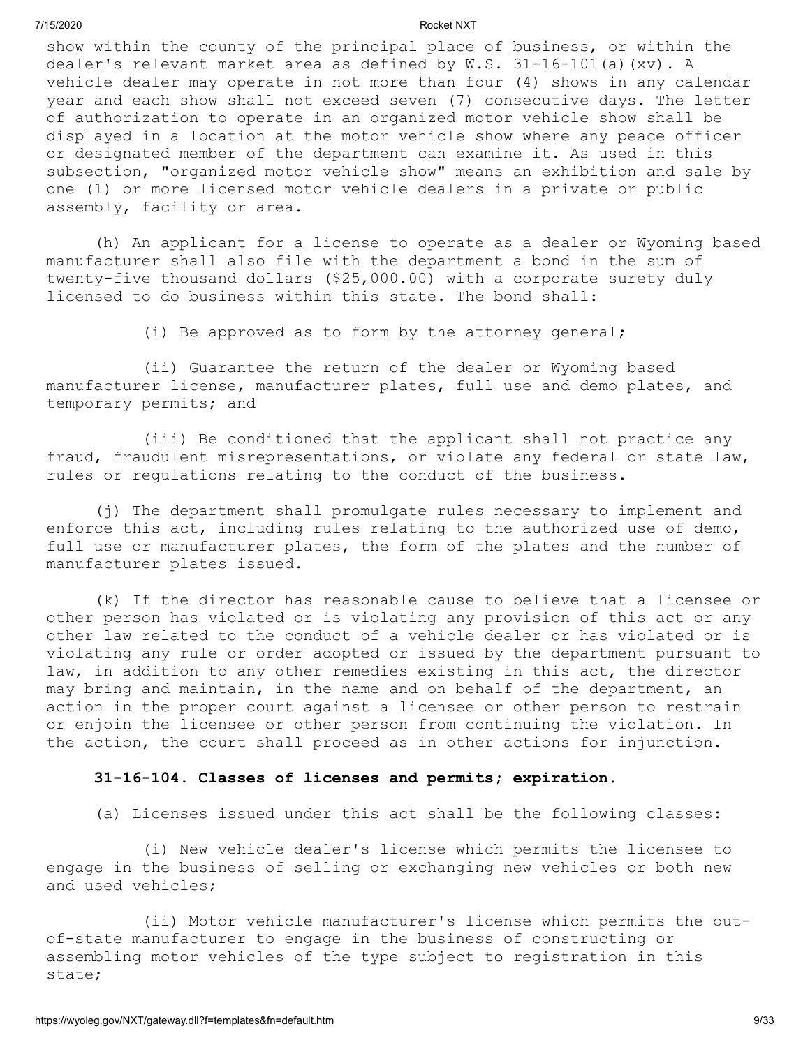show within the county of the principal place of business, or within the dealer's relevant market area as defined by W.S. 31-16-101(a)(xv). A vehicle dealer may operate in not more than four (4) shows in any calendar year and each show shall not exceed seven (7) consecutive days. The letter of authorization to operate in an organized motor vehicle show shall be displayed in a location at the motor vehicle show where any peace officer or designated member of the department can examine it. As used in this subsection, "organized motor vehicle show" means an exhibition and sale by one (1) or more licensed motor vehicle dealers in a private or public assembly, facility or area.

(h) An applicant for a license to operate as a dealer or Wyoming based manufacturer shall also file with the department a bond in the sum of twenty-five thousand dollars ($25,000.00) with a corporate surety duly licensed to do business within this state. The bond shall:

(i) Be approved as to form by the attorney general;

(ii) Guarantee the return of the dealer or Wyoming based manufacturer license, manufacturer plates, full use and demo plates, and temporary permits; and

(iii) Be conditioned that the applicant shall not practice any fraud, fraudulent misrepresentations, or violate any federal or state law, rules or regulations relating to the conduct of the business.

(j) The department shall promulgate rules necessary to implement and enforce this act, including rules relating to the authorized use of demo, full use or manufacturer plates, the form of the plates and the number of manufacturer plates issued.

(k) If the director has reasonable cause to believe that a licensee or other person has violated or is violating any provision of this act or any other law related to the conduct of a vehicle dealer or has violated or is violating any rule or order adopted or issued by the department pursuant to law, in addition to any other remedies existing in this act, the director may bring and maintain, in the name and on behalf of the department, an action in the proper court against a licensee or other person to restrain or enjoin the licensee or other person from continuing the violation. In the action, the court shall proceed as in other actions for injunction.

**31-16-104. Classes of licenses and permits; expiration.**

(a) Licenses issued under this act shall be the following classes:

(i) New vehicle dealer's license which permits the licensee to engage in the business of selling or exchanging new vehicles or both new and used vehicles;

(ii) Motor vehicle manufacturer's license which permits the out-of-state manufacturer to engage in the business of constructing or assembling motor vehicles of the type subject to registration in this state;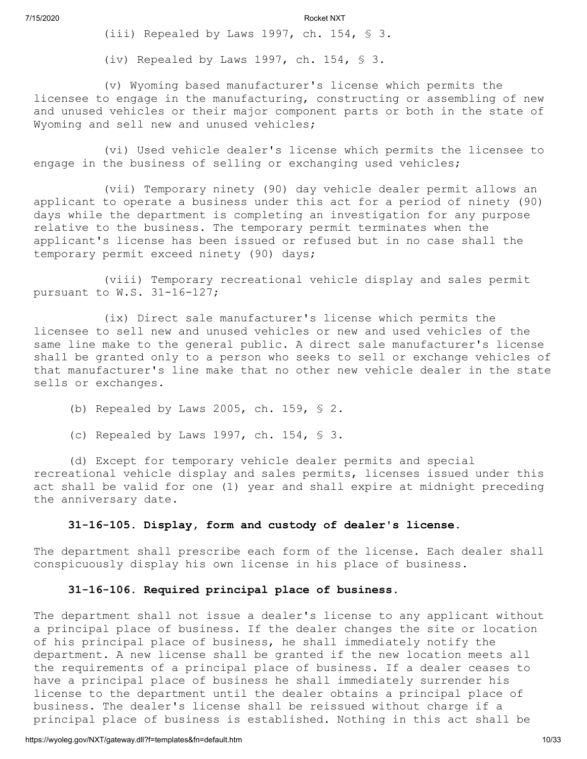(iii) Repealed by Laws 1997, ch. 154, § 3.

(iv) Repealed by Laws 1997, ch. 154, § 3.

(v) Wyoming based manufacturer's license which permits the licensee to engage in the manufacturing, constructing or assembling of new and unused vehicles or their major component parts or both in the state of Wyoming and sell new and unused vehicles;

(vi) Used vehicle dealer's license which permits the licensee to engage in the business of selling or exchanging used vehicles;

(vii) Temporary ninety (90) day vehicle dealer permit allows an applicant to operate a business under this act for a period of ninety (90) days while the department is completing an investigation for any purpose relative to the business. The temporary permit terminates when the applicant's license has been issued or refused but in no case shall the temporary permit exceed ninety (90) days;

(viii) Temporary recreational vehicle display and sales permit pursuant to W.S. 31-16-127;

(ix) Direct sale manufacturer's license which permits the licensee to sell new and unused vehicles or new and used vehicles of the same line make to the general public. A direct sale manufacturer's license shall be granted only to a person who seeks to sell or exchange vehicles of that manufacturer's line make that no other new vehicle dealer in the state sells or exchanges.

(b) Repealed by Laws 2005, ch. 159, § 2.

(c) Repealed by Laws 1997, ch. 154, § 3.

(d) Except for temporary vehicle dealer permits and special recreational vehicle display and sales permits, licenses issued under this act shall be valid for one (1) year and shall expire at midnight preceding the anniversary date.

**31-16-105. Display, form and custody of dealer's license.**

The department shall prescribe each form of the license. Each dealer shall conspicuously display his own license in his place of business.

**31-16-106. Required principal place of business.**

The department shall not issue a dealer's license to any applicant without a principal place of business. If the dealer changes the site or location of his principal place of business, he shall immediately notify the department. A new license shall be granted if the new location meets all the requirements of a principal place of business. If a dealer ceases to have a principal place of business he shall immediately surrender his license to the department until the dealer obtains a principal place of business. The dealer's license shall be reissued without charge if a principal place of business is established. Nothing in this act shall be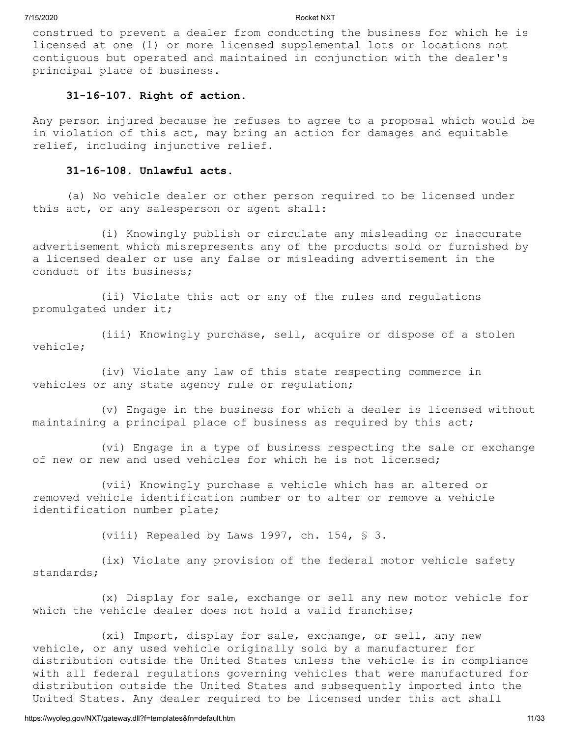construed to prevent a dealer from conducting the business for which he is licensed at one (1) or more licensed supplemental lots or locations not contiguous but operated and maintained in conjunction with the dealer's principal place of business.

**31-16-107. Right of action.**

Any person injured because he refuses to agree to a proposal which would be in violation of this act, may bring an action for damages and equitable relief, including injunctive relief.

**31-16-108. Unlawful acts.**

(a) No vehicle dealer or other person required to be licensed under this act, or any salesperson or agent shall:

(i) Knowingly publish or circulate any misleading or inaccurate advertisement which misrepresents any of the products sold or furnished by a licensed dealer or use any false or misleading advertisement in the conduct of its business;

(ii) Violate this act or any of the rules and regulations promulgated under it;

(iii) Knowingly purchase, sell, acquire or dispose of a stolen vehicle;

(iv) Violate any law of this state respecting commerce in vehicles or any state agency rule or regulation;

(v) Engage in the business for which a dealer is licensed without maintaining a principal place of business as required by this act;

(vi) Engage in a type of business respecting the sale or exchange of new or new and used vehicles for which he is not licensed;

(vii) Knowingly purchase a vehicle which has an altered or removed vehicle identification number or to alter or remove a vehicle identification number plate;

(viii) Repealed by Laws 1997, ch. 154, § 3.

(ix) Violate any provision of the federal motor vehicle safety standards;

(x) Display for sale, exchange or sell any new motor vehicle for which the vehicle dealer does not hold a valid franchise;

(xi) Import, display for sale, exchange, or sell, any new vehicle, or any used vehicle originally sold by a manufacturer for distribution outside the United States unless the vehicle is in compliance with all federal regulations governing vehicles that were manufactured for distribution outside the United States and subsequently imported into the United States. Any dealer required to be licensed under this act shall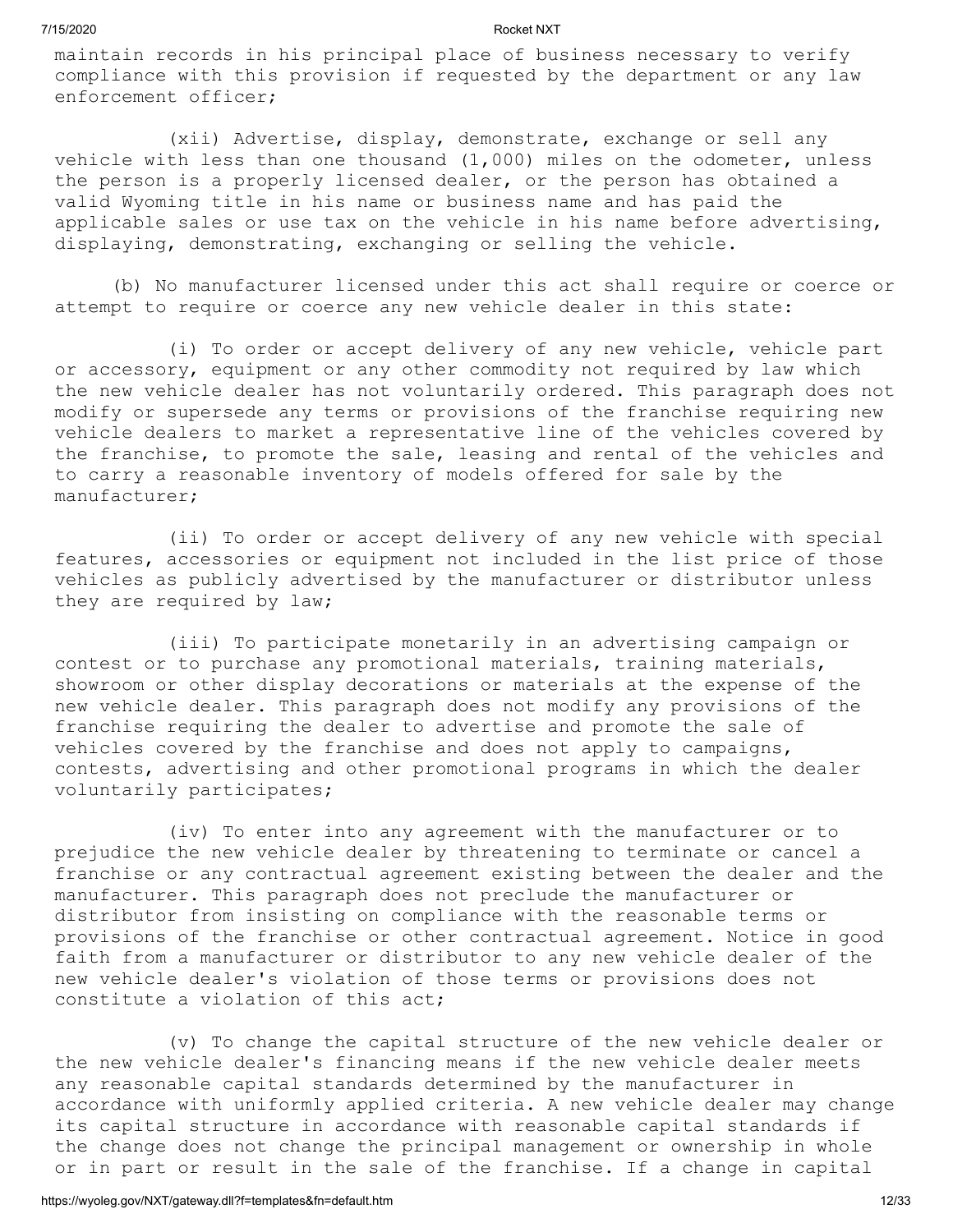maintain records in his principal place of business necessary to verify compliance with this provision if requested by the department or any law enforcement officer;

(xii) Advertise, display, demonstrate, exchange or sell any vehicle with less than one thousand (1,000) miles on the odometer, unless the person is a properly licensed dealer, or the person has obtained a valid Wyoming title in his name or business name and has paid the applicable sales or use tax on the vehicle in his name before advertising, displaying, demonstrating, exchanging or selling the vehicle.

(b) No manufacturer licensed under this act shall require or coerce or attempt to require or coerce any new vehicle dealer in this state:

(i) To order or accept delivery of any new vehicle, vehicle part or accessory, equipment or any other commodity not required by law which the new vehicle dealer has not voluntarily ordered. This paragraph does not modify or supersede any terms or provisions of the franchise requiring new vehicle dealers to market a representative line of the vehicles covered by the franchise, to promote the sale, leasing and rental of the vehicles and to carry a reasonable inventory of models offered for sale by the manufacturer;

(ii) To order or accept delivery of any new vehicle with special features, accessories or equipment not included in the list price of those vehicles as publicly advertised by the manufacturer or distributor unless they are required by law;

(iii) To participate monetarily in an advertising campaign or contest or to purchase any promotional materials, training materials, showroom or other display decorations or materials at the expense of the new vehicle dealer. This paragraph does not modify any provisions of the franchise requiring the dealer to advertise and promote the sale of vehicles covered by the franchise and does not apply to campaigns, contests, advertising and other promotional programs in which the dealer voluntarily participates;

(iv) To enter into any agreement with the manufacturer or to prejudice the new vehicle dealer by threatening to terminate or cancel a franchise or any contractual agreement existing between the dealer and the manufacturer. This paragraph does not preclude the manufacturer or distributor from insisting on compliance with the reasonable terms or provisions of the franchise or other contractual agreement. Notice in good faith from a manufacturer or distributor to any new vehicle dealer of the new vehicle dealer's violation of those terms or provisions does not constitute a violation of this act;

(v) To change the capital structure of the new vehicle dealer or the new vehicle dealer's financing means if the new vehicle dealer meets any reasonable capital standards determined by the manufacturer in accordance with uniformly applied criteria. A new vehicle dealer may change its capital structure in accordance with reasonable capital standards if the change does not change the principal management or ownership in whole or in part or result in the sale of the franchise. If a change in capital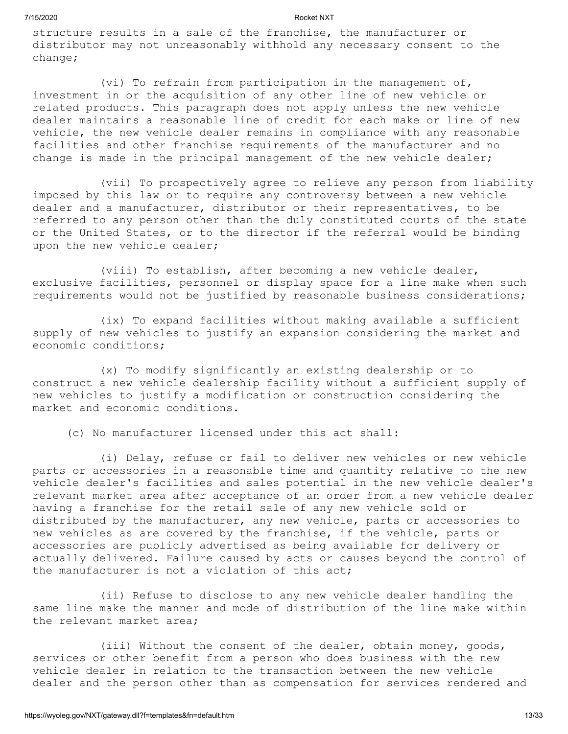structure results in a sale of the franchise, the manufacturer or distributor may not unreasonably withhold any necessary consent to the change;

(vi) To refrain from participation in the management of, investment in or the acquisition of any other line of new vehicle or related products. This paragraph does not apply unless the new vehicle dealer maintains a reasonable line of credit for each make or line of new vehicle, the new vehicle dealer remains in compliance with any reasonable facilities and other franchise requirements of the manufacturer and no change is made in the principal management of the new vehicle dealer;

(vii) To prospectively agree to relieve any person from liability imposed by this law or to require any controversy between a new vehicle dealer and a manufacturer, distributor or their representatives, to be referred to any person other than the duly constituted courts of the state or the United States, or to the director if the referral would be binding upon the new vehicle dealer;

(viii) To establish, after becoming a new vehicle dealer, exclusive facilities, personnel or display space for a line make when such requirements would not be justified by reasonable business considerations;

(ix) To expand facilities without making available a sufficient supply of new vehicles to justify an expansion considering the market and economic conditions;

(x) To modify significantly an existing dealership or to construct a new vehicle dealership facility without a sufficient supply of new vehicles to justify a modification or construction considering the market and economic conditions.

(c) No manufacturer licensed under this act shall:

(i) Delay, refuse or fail to deliver new vehicles or new vehicle parts or accessories in a reasonable time and quantity relative to the new vehicle dealer's facilities and sales potential in the new vehicle dealer's relevant market area after acceptance of an order from a new vehicle dealer having a franchise for the retail sale of any new vehicle sold or distributed by the manufacturer, any new vehicle, parts or accessories to new vehicles as are covered by the franchise, if the vehicle, parts or accessories are publicly advertised as being available for delivery or actually delivered. Failure caused by acts or causes beyond the control of the manufacturer is not a violation of this act;

(ii) Refuse to disclose to any new vehicle dealer handling the same line make the manner and mode of distribution of the line make within the relevant market area;

(iii) Without the consent of the dealer, obtain money, goods, services or other benefit from a person who does business with the new vehicle dealer in relation to the transaction between the new vehicle dealer and the person other than as compensation for services rendered and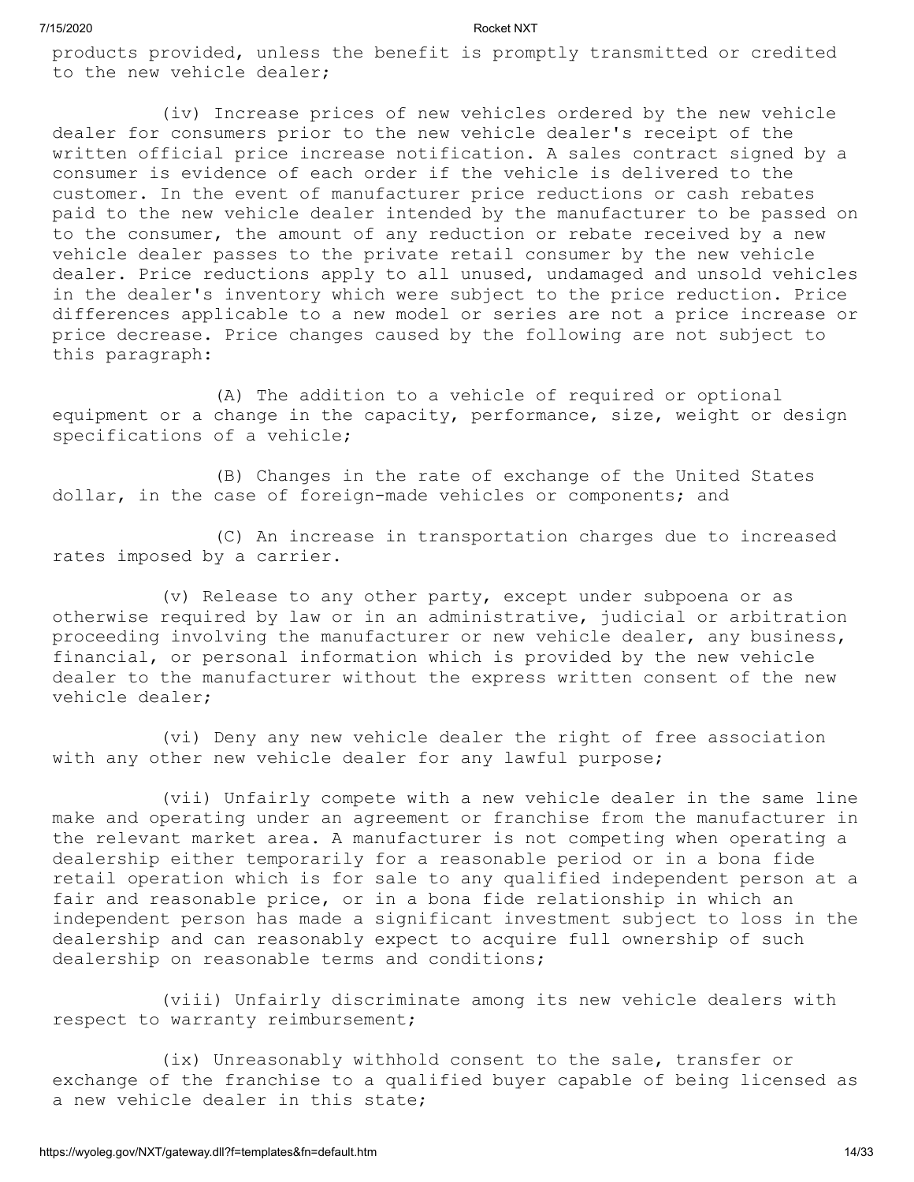products provided, unless the benefit is promptly transmitted or credited to the new vehicle dealer;

(iv) Increase prices of new vehicles ordered by the new vehicle dealer for consumers prior to the new vehicle dealer's receipt of the written official price increase notification. A sales contract signed by a consumer is evidence of each order if the vehicle is delivered to the customer. In the event of manufacturer price reductions or cash rebates paid to the new vehicle dealer intended by the manufacturer to be passed on to the consumer, the amount of any reduction or rebate received by a new vehicle dealer passes to the private retail consumer by the new vehicle dealer. Price reductions apply to all unused, undamaged and unsold vehicles in the dealer's inventory which were subject to the price reduction. Price differences applicable to a new model or series are not a price increase or price decrease. Price changes caused by the following are not subject to this paragraph:

(A) The addition to a vehicle of required or optional equipment or a change in the capacity, performance, size, weight or design specifications of a vehicle;

(B) Changes in the rate of exchange of the United States dollar, in the case of foreign-made vehicles or components; and

(C) An increase in transportation charges due to increased rates imposed by a carrier.

(v) Release to any other party, except under subpoena or as otherwise required by law or in an administrative, judicial or arbitration proceeding involving the manufacturer or new vehicle dealer, any business, financial, or personal information which is provided by the new vehicle dealer to the manufacturer without the express written consent of the new vehicle dealer;

(vi) Deny any new vehicle dealer the right of free association with any other new vehicle dealer for any lawful purpose;

(vii) Unfairly compete with a new vehicle dealer in the same line make and operating under an agreement or franchise from the manufacturer in the relevant market area. A manufacturer is not competing when operating a dealership either temporarily for a reasonable period or in a bona fide retail operation which is for sale to any qualified independent person at a fair and reasonable price, or in a bona fide relationship in which an independent person has made a significant investment subject to loss in the dealership and can reasonably expect to acquire full ownership of such dealership on reasonable terms and conditions;

(viii) Unfairly discriminate among its new vehicle dealers with respect to warranty reimbursement;

(ix) Unreasonably withhold consent to the sale, transfer or exchange of the franchise to a qualified buyer capable of being licensed as a new vehicle dealer in this state;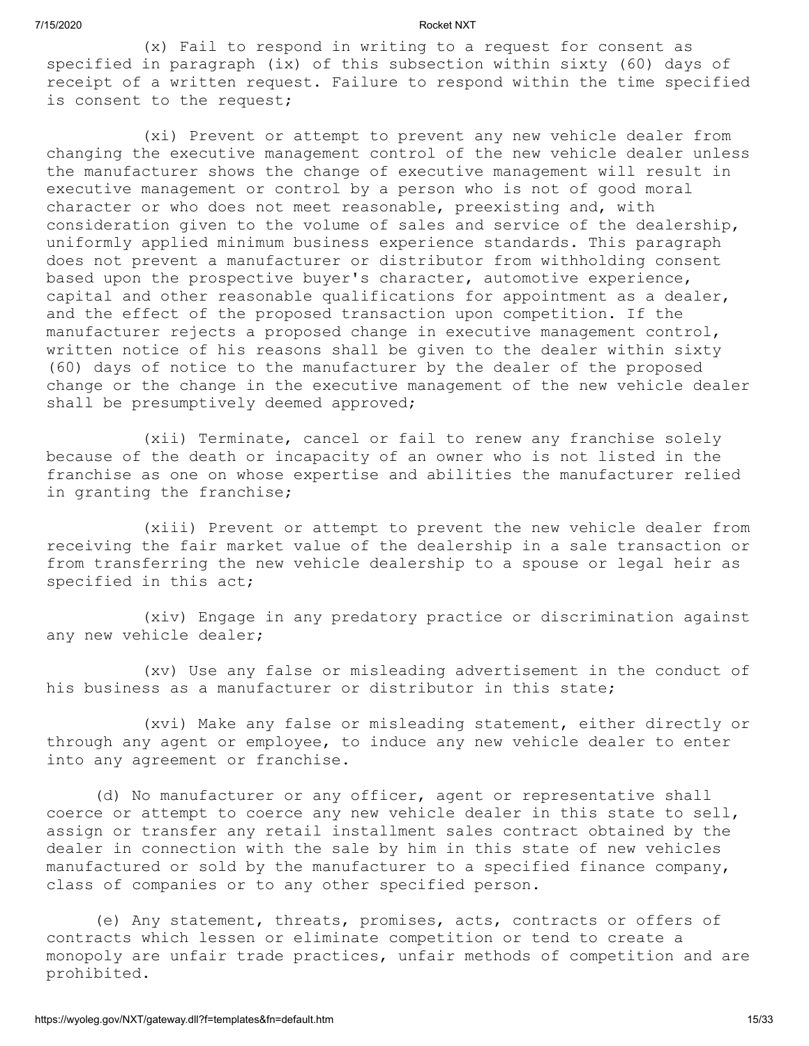(x) Fail to respond in writing to a request for consent as specified in paragraph (ix) of this subsection within sixty (60) days of receipt of a written request. Failure to respond within the time specified is consent to the request;

(xi) Prevent or attempt to prevent any new vehicle dealer from changing the executive management control of the new vehicle dealer unless the manufacturer shows the change of executive management will result in executive management or control by a person who is not of good moral character or who does not meet reasonable, preexisting and, with consideration given to the volume of sales and service of the dealership, uniformly applied minimum business experience standards. This paragraph does not prevent a manufacturer or distributor from withholding consent based upon the prospective buyer's character, automotive experience, capital and other reasonable qualifications for appointment as a dealer, and the effect of the proposed transaction upon competition. If the manufacturer rejects a proposed change in executive management control, written notice of his reasons shall be given to the dealer within sixty (60) days of notice to the manufacturer by the dealer of the proposed change or the change in the executive management of the new vehicle dealer shall be presumptively deemed approved;

(xii) Terminate, cancel or fail to renew any franchise solely because of the death or incapacity of an owner who is not listed in the franchise as one on whose expertise and abilities the manufacturer relied in granting the franchise;

(xiii) Prevent or attempt to prevent the new vehicle dealer from receiving the fair market value of the dealership in a sale transaction or from transferring the new vehicle dealership to a spouse or legal heir as specified in this act;

(xiv) Engage in any predatory practice or discrimination against any new vehicle dealer;

(xv) Use any false or misleading advertisement in the conduct of his business as a manufacturer or distributor in this state;

(xvi) Make any false or misleading statement, either directly or through any agent or employee, to induce any new vehicle dealer to enter into any agreement or franchise.

(d) No manufacturer or any officer, agent or representative shall coerce or attempt to coerce any new vehicle dealer in this state to sell, assign or transfer any retail installment sales contract obtained by the dealer in connection with the sale by him in this state of new vehicles manufactured or sold by the manufacturer to a specified finance company, class of companies or to any other specified person.

(e) Any statement, threats, promises, acts, contracts or offers of contracts which lessen or eliminate competition or tend to create a monopoly are unfair trade practices, unfair methods of competition and are prohibited.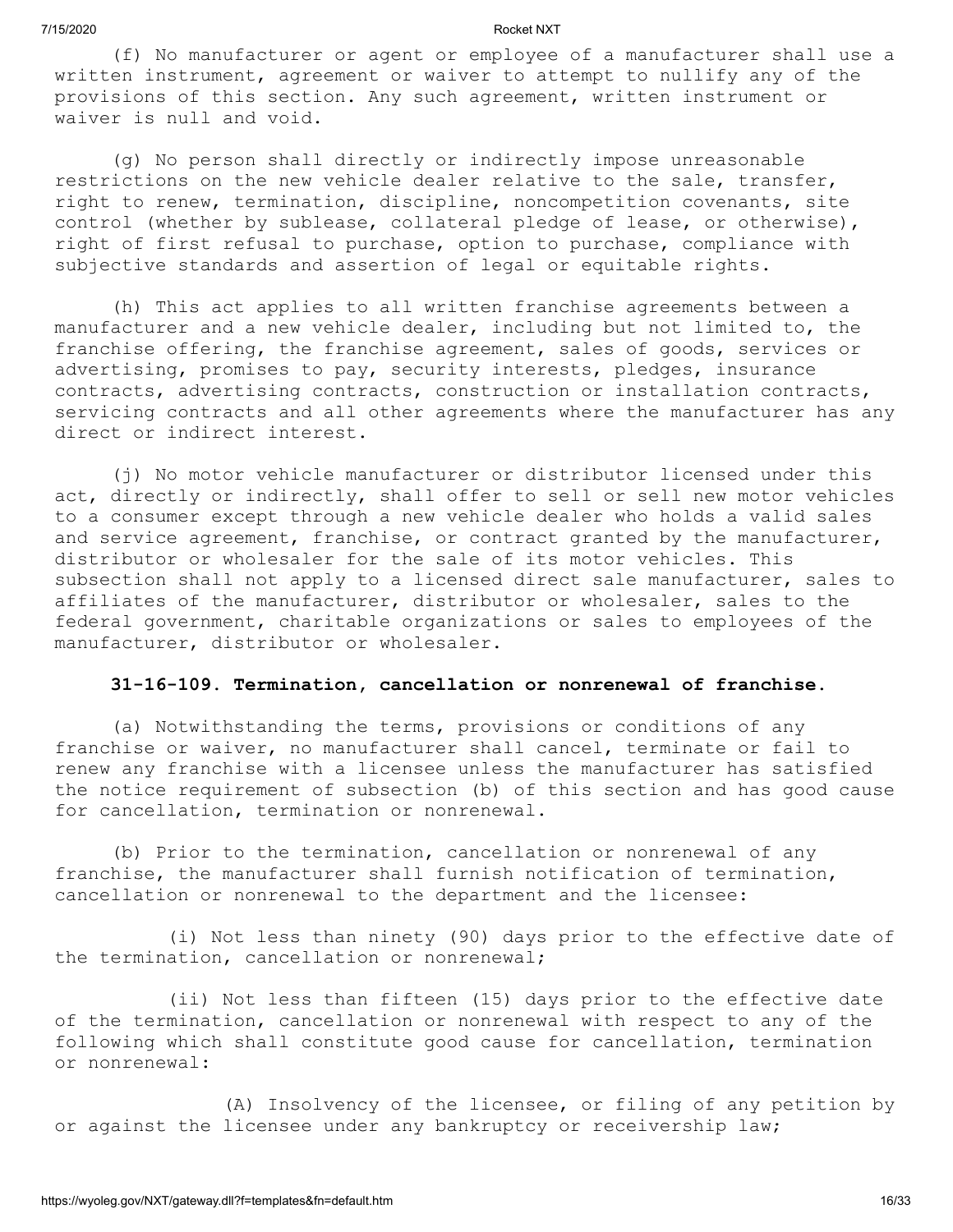(f) No manufacturer or agent or employee of a manufacturer shall use a written instrument, agreement or waiver to attempt to nullify any of the provisions of this section. Any such agreement, written instrument or waiver is null and void.

(g) No person shall directly or indirectly impose unreasonable restrictions on the new vehicle dealer relative to the sale, transfer, right to renew, termination, discipline, noncompetition covenants, site control (whether by sublease, collateral pledge of lease, or otherwise), right of first refusal to purchase, option to purchase, compliance with subjective standards and assertion of legal or equitable rights.

(h) This act applies to all written franchise agreements between a manufacturer and a new vehicle dealer, including but not limited to, the franchise offering, the franchise agreement, sales of goods, services or advertising, promises to pay, security interests, pledges, insurance contracts, advertising contracts, construction or installation contracts, servicing contracts and all other agreements where the manufacturer has any direct or indirect interest.

(j) No motor vehicle manufacturer or distributor licensed under this act, directly or indirectly, shall offer to sell or sell new motor vehicles to a consumer except through a new vehicle dealer who holds a valid sales and service agreement, franchise, or contract granted by the manufacturer, distributor or wholesaler for the sale of its motor vehicles. This subsection shall not apply to a licensed direct sale manufacturer, sales to affiliates of the manufacturer, distributor or wholesaler, sales to the federal government, charitable organizations or sales to employees of the manufacturer, distributor or wholesaler.

**31-16-109. Termination, cancellation or nonrenewal of franchise.**

(a) Notwithstanding the terms, provisions or conditions of any franchise or waiver, no manufacturer shall cancel, terminate or fail to renew any franchise with a licensee unless the manufacturer has satisfied the notice requirement of subsection (b) of this section and has good cause for cancellation, termination or nonrenewal.

(b) Prior to the termination, cancellation or nonrenewal of any franchise, the manufacturer shall furnish notification of termination, cancellation or nonrenewal to the department and the licensee:

(i) Not less than ninety (90) days prior to the effective date of the termination, cancellation or nonrenewal;

(ii) Not less than fifteen (15) days prior to the effective date of the termination, cancellation or nonrenewal with respect to any of the following which shall constitute good cause for cancellation, termination or nonrenewal:

(A) Insolvency of the licensee, or filing of any petition by or against the licensee under any bankruptcy or receivership law;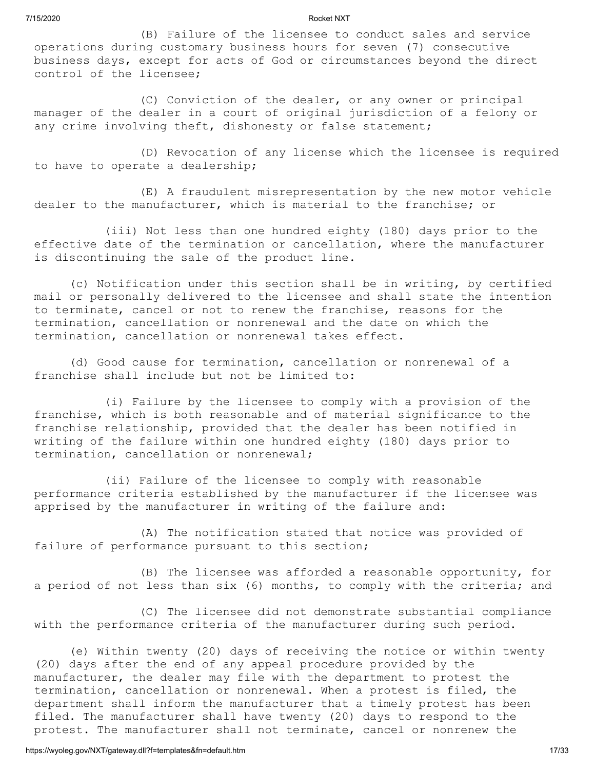(B) Failure of the licensee to conduct sales and service operations during customary business hours for seven (7) consecutive business days, except for acts of God or circumstances beyond the direct control of the licensee;

(C) Conviction of the dealer, or any owner or principal manager of the dealer in a court of original jurisdiction of a felony or any crime involving theft, dishonesty or false statement;

(D) Revocation of any license which the licensee is required to have to operate a dealership;

(E) A fraudulent misrepresentation by the new motor vehicle dealer to the manufacturer, which is material to the franchise; or

(iii) Not less than one hundred eighty (180) days prior to the effective date of the termination or cancellation, where the manufacturer is discontinuing the sale of the product line.

(c) Notification under this section shall be in writing, by certified mail or personally delivered to the licensee and shall state the intention to terminate, cancel or not to renew the franchise, reasons for the termination, cancellation or nonrenewal and the date on which the termination, cancellation or nonrenewal takes effect.

(d) Good cause for termination, cancellation or nonrenewal of a franchise shall include but not be limited to:

(i) Failure by the licensee to comply with a provision of the franchise, which is both reasonable and of material significance to the franchise relationship, provided that the dealer has been notified in writing of the failure within one hundred eighty (180) days prior to termination, cancellation or nonrenewal;

(ii) Failure of the licensee to comply with reasonable performance criteria established by the manufacturer if the licensee was apprised by the manufacturer in writing of the failure and:

(A) The notification stated that notice was provided of failure of performance pursuant to this section;

(B) The licensee was afforded a reasonable opportunity, for a period of not less than six (6) months, to comply with the criteria; and

(C) The licensee did not demonstrate substantial compliance with the performance criteria of the manufacturer during such period.

(e) Within twenty (20) days of receiving the notice or within twenty (20) days after the end of any appeal procedure provided by the manufacturer, the dealer may file with the department to protest the termination, cancellation or nonrenewal. When a protest is filed, the department shall inform the manufacturer that a timely protest has been filed. The manufacturer shall have twenty (20) days to respond to the protest. The manufacturer shall not terminate, cancel or nonrenew the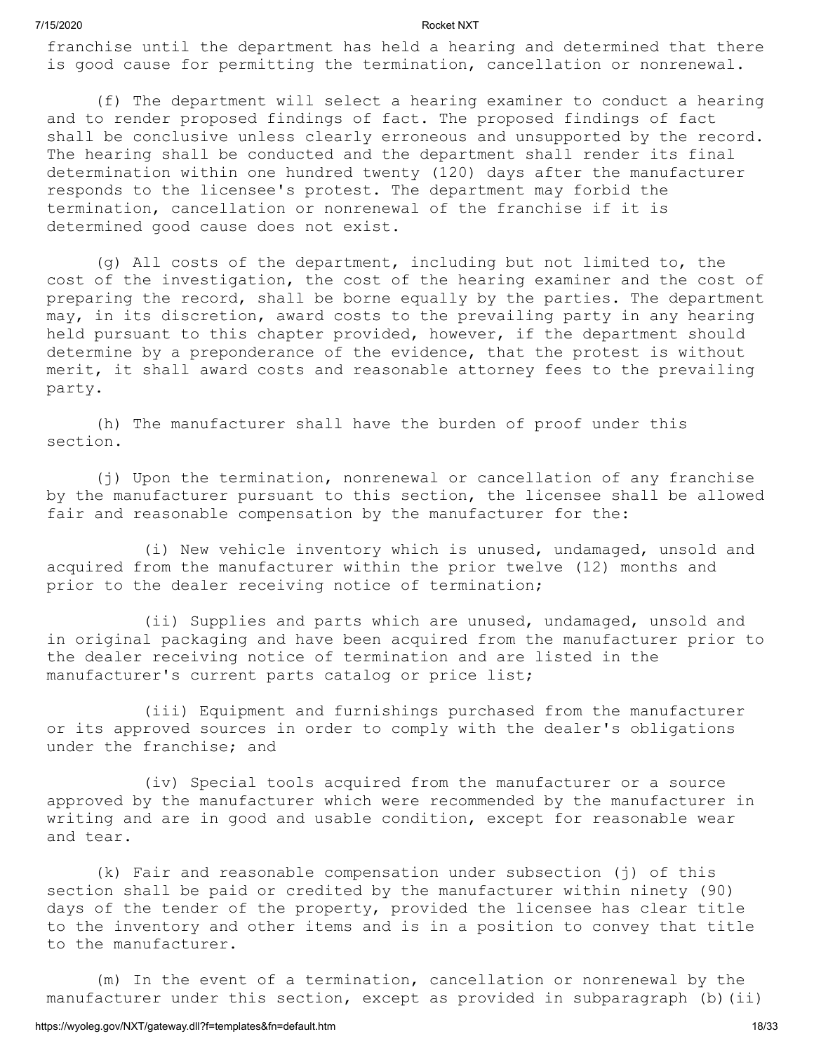franchise until the department has held a hearing and determined that there is good cause for permitting the termination, cancellation or nonrenewal.

(f) The department will select a hearing examiner to conduct a hearing and to render proposed findings of fact. The proposed findings of fact shall be conclusive unless clearly erroneous and unsupported by the record. The hearing shall be conducted and the department shall render its final determination within one hundred twenty (120) days after the manufacturer responds to the licensee's protest. The department may forbid the termination, cancellation or nonrenewal of the franchise if it is determined good cause does not exist.

(g) All costs of the department, including but not limited to, the cost of the investigation, the cost of the hearing examiner and the cost of preparing the record, shall be borne equally by the parties. The department may, in its discretion, award costs to the prevailing party in any hearing held pursuant to this chapter provided, however, if the department should determine by a preponderance of the evidence, that the protest is without merit, it shall award costs and reasonable attorney fees to the prevailing party.

(h) The manufacturer shall have the burden of proof under this section.

(j) Upon the termination, nonrenewal or cancellation of any franchise by the manufacturer pursuant to this section, the licensee shall be allowed fair and reasonable compensation by the manufacturer for the:

(i) New vehicle inventory which is unused, undamaged, unsold and acquired from the manufacturer within the prior twelve (12) months and prior to the dealer receiving notice of termination;

(ii) Supplies and parts which are unused, undamaged, unsold and in original packaging and have been acquired from the manufacturer prior to the dealer receiving notice of termination and are listed in the manufacturer's current parts catalog or price list;

(iii) Equipment and furnishings purchased from the manufacturer or its approved sources in order to comply with the dealer's obligations under the franchise; and

(iv) Special tools acquired from the manufacturer or a source approved by the manufacturer which were recommended by the manufacturer in writing and are in good and usable condition, except for reasonable wear and tear.

(k) Fair and reasonable compensation under subsection (j) of this section shall be paid or credited by the manufacturer within ninety (90) days of the tender of the property, provided the licensee has clear title to the inventory and other items and is in a position to convey that title to the manufacturer.

(m) In the event of a termination, cancellation or nonrenewal by the manufacturer under this section, except as provided in subparagraph (b)(ii)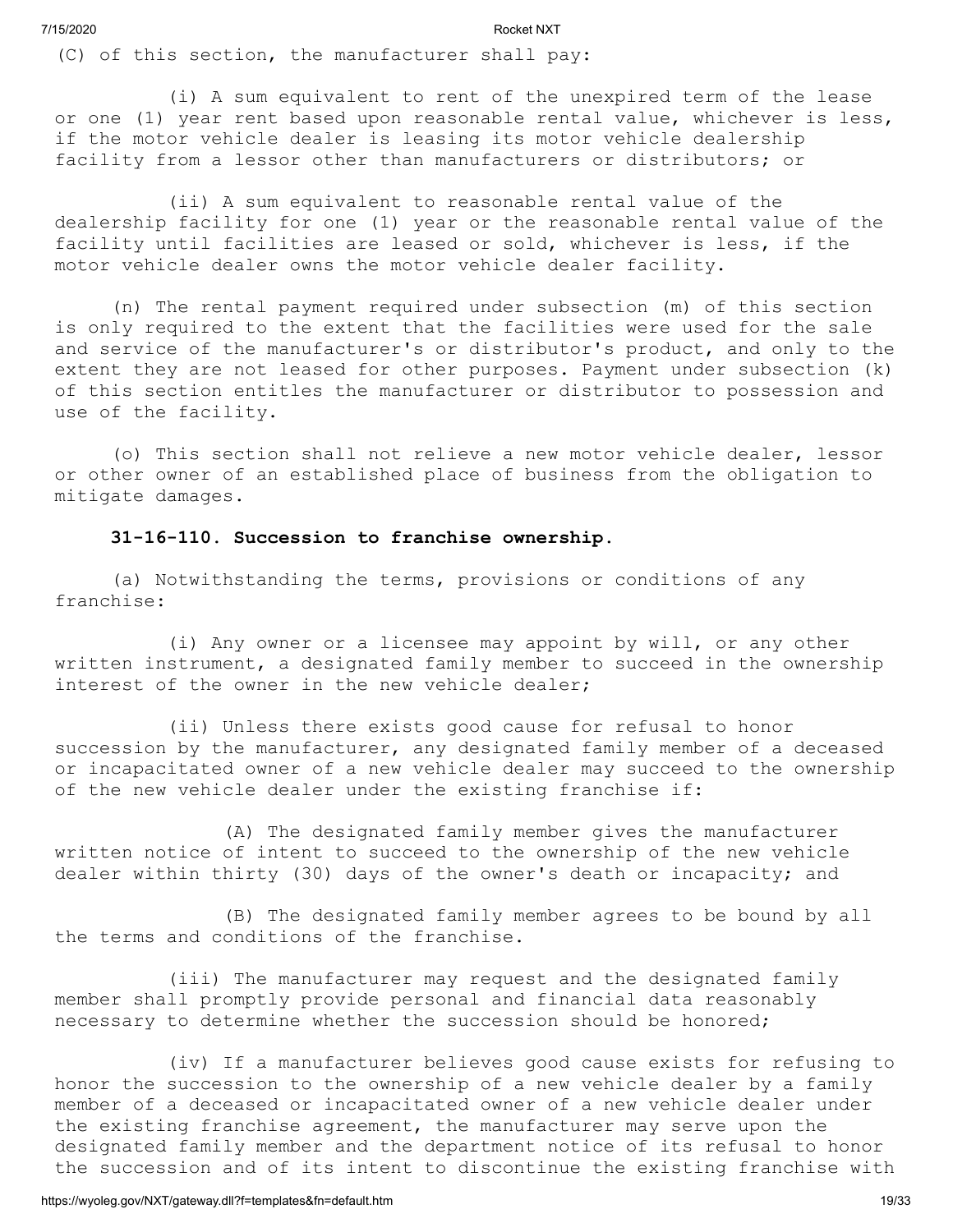(C) of this section, the manufacturer shall pay:

(i) A sum equivalent to rent of the unexpired term of the lease or one (1) year rent based upon reasonable rental value, whichever is less, if the motor vehicle dealer is leasing its motor vehicle dealership facility from a lessor other than manufacturers or distributors; or

(ii) A sum equivalent to reasonable rental value of the dealership facility for one (1) year or the reasonable rental value of the facility until facilities are leased or sold, whichever is less, if the motor vehicle dealer owns the motor vehicle dealer facility.

(n) The rental payment required under subsection (m) of this section is only required to the extent that the facilities were used for the sale and service of the manufacturer's or distributor's product, and only to the extent they are not leased for other purposes. Payment under subsection (k) of this section entitles the manufacturer or distributor to possession and use of the facility.

(o) This section shall not relieve a new motor vehicle dealer, lessor or other owner of an established place of business from the obligation to mitigate damages.

**31-16-110. Succession to franchise ownership.**

(a) Notwithstanding the terms, provisions or conditions of any franchise:

(i) Any owner or a licensee may appoint by will, or any other written instrument, a designated family member to succeed in the ownership interest of the owner in the new vehicle dealer;

(ii) Unless there exists good cause for refusal to honor succession by the manufacturer, any designated family member of a deceased or incapacitated owner of a new vehicle dealer may succeed to the ownership of the new vehicle dealer under the existing franchise if:

(A) The designated family member gives the manufacturer written notice of intent to succeed to the ownership of the new vehicle dealer within thirty (30) days of the owner's death or incapacity; and

(B) The designated family member agrees to be bound by all the terms and conditions of the franchise.

(iii) The manufacturer may request and the designated family member shall promptly provide personal and financial data reasonably necessary to determine whether the succession should be honored;

(iv) If a manufacturer believes good cause exists for refusing to honor the succession to the ownership of a new vehicle dealer by a family member of a deceased or incapacitated owner of a new vehicle dealer under the existing franchise agreement, the manufacturer may serve upon the designated family member and the department notice of its refusal to honor the succession and of its intent to discontinue the existing franchise with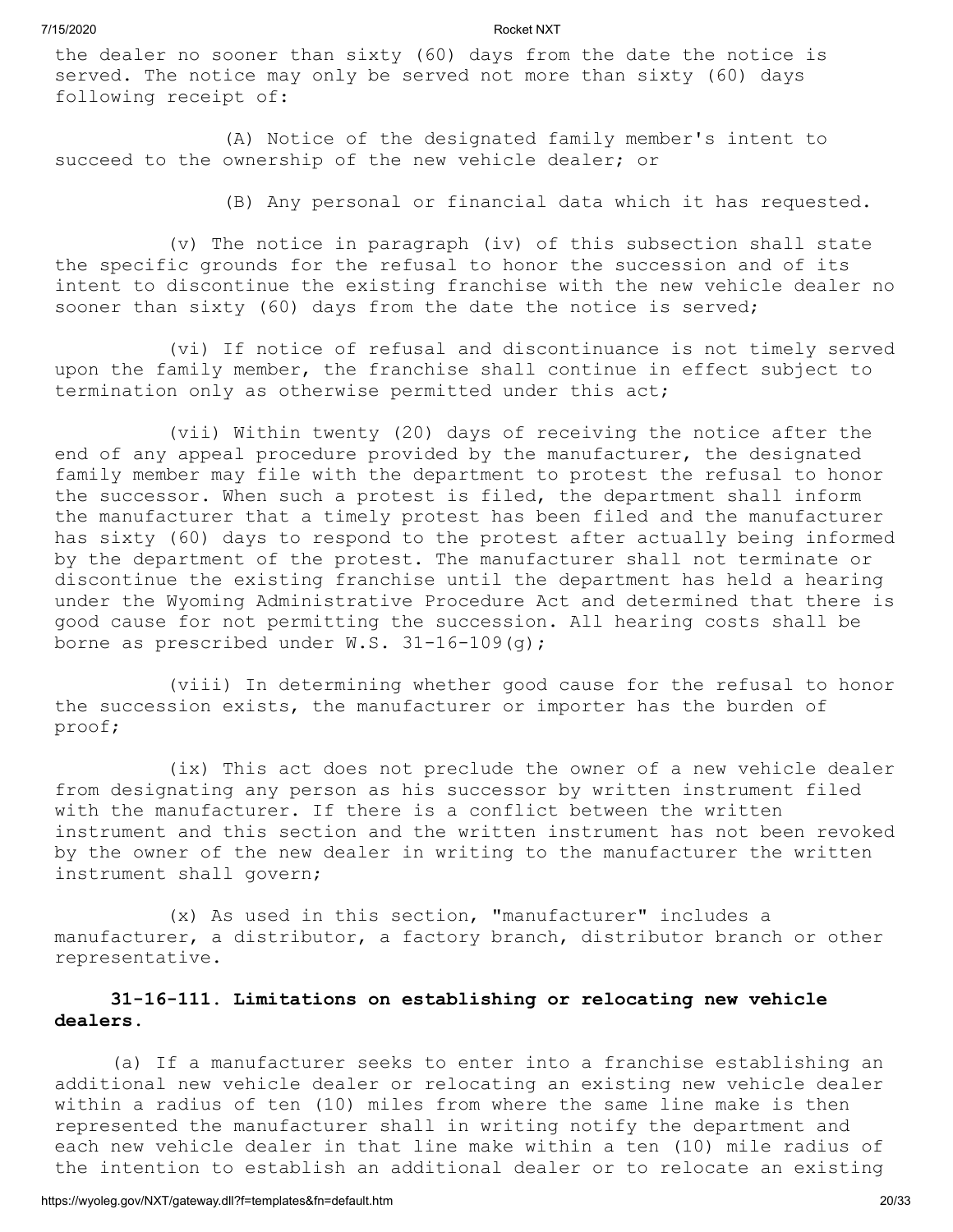the dealer no sooner than sixty (60) days from the date the notice is served. The notice may only be served not more than sixty (60) days following receipt of:

(A) Notice of the designated family member's intent to succeed to the ownership of the new vehicle dealer; or

(B) Any personal or financial data which it has requested.

(v) The notice in paragraph (iv) of this subsection shall state the specific grounds for the refusal to honor the succession and of its intent to discontinue the existing franchise with the new vehicle dealer no sooner than sixty (60) days from the date the notice is served;

(vi) If notice of refusal and discontinuance is not timely served upon the family member, the franchise shall continue in effect subject to termination only as otherwise permitted under this act;

(vii) Within twenty (20) days of receiving the notice after the end of any appeal procedure provided by the manufacturer, the designated family member may file with the department to protest the refusal to honor the successor. When such a protest is filed, the department shall inform the manufacturer that a timely protest has been filed and the manufacturer has sixty (60) days to respond to the protest after actually being informed by the department of the protest. The manufacturer shall not terminate or discontinue the existing franchise until the department has held a hearing under the Wyoming Administrative Procedure Act and determined that there is good cause for not permitting the succession. All hearing costs shall be borne as prescribed under W.S. 31-16-109(g);

(viii) In determining whether good cause for the refusal to honor the succession exists, the manufacturer or importer has the burden of proof;

(ix) This act does not preclude the owner of a new vehicle dealer from designating any person as his successor by written instrument filed with the manufacturer. If there is a conflict between the written instrument and this section and the written instrument has not been revoked by the owner of the new dealer in writing to the manufacturer the written instrument shall govern;

(x) As used in this section, "manufacturer" includes a manufacturer, a distributor, a factory branch, distributor branch or other representative.

**31-16-111. Limitations on establishing or relocating new vehicle dealers.**

(a) If a manufacturer seeks to enter into a franchise establishing an additional new vehicle dealer or relocating an existing new vehicle dealer within a radius of ten (10) miles from where the same line make is then represented the manufacturer shall in writing notify the department and each new vehicle dealer in that line make within a ten (10) mile radius of the intention to establish an additional dealer or to relocate an existing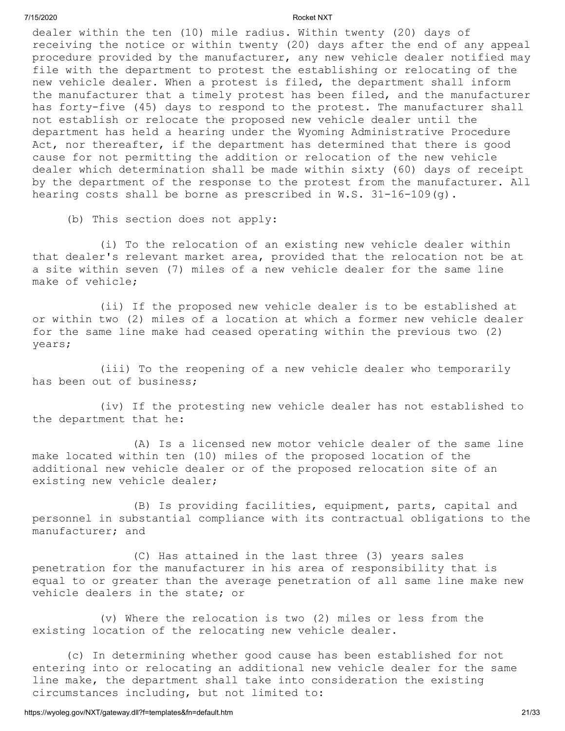dealer within the ten (10) mile radius. Within twenty (20) days of receiving the notice or within twenty (20) days after the end of any appeal procedure provided by the manufacturer, any new vehicle dealer notified may file with the department to protest the establishing or relocating of the new vehicle dealer. When a protest is filed, the department shall inform the manufacturer that a timely protest has been filed, and the manufacturer has forty-five (45) days to respond to the protest. The manufacturer shall not establish or relocate the proposed new vehicle dealer until the department has held a hearing under the Wyoming Administrative Procedure Act, nor thereafter, if the department has determined that there is good cause for not permitting the addition or relocation of the new vehicle dealer which determination shall be made within sixty (60) days of receipt by the department of the response to the protest from the manufacturer. All hearing costs shall be borne as prescribed in W.S. 31-16-109(g).

(b) This section does not apply:

(i) To the relocation of an existing new vehicle dealer within that dealer's relevant market area, provided that the relocation not be at a site within seven (7) miles of a new vehicle dealer for the same line make of vehicle;

(ii) If the proposed new vehicle dealer is to be established at or within two (2) miles of a location at which a former new vehicle dealer for the same line make had ceased operating within the previous two (2) years;

(iii) To the reopening of a new vehicle dealer who temporarily has been out of business;

(iv) If the protesting new vehicle dealer has not established to the department that he:

(A) Is a licensed new motor vehicle dealer of the same line make located within ten (10) miles of the proposed location of the additional new vehicle dealer or of the proposed relocation site of an existing new vehicle dealer;

(B) Is providing facilities, equipment, parts, capital and personnel in substantial compliance with its contractual obligations to the manufacturer; and

(C) Has attained in the last three (3) years sales penetration for the manufacturer in his area of responsibility that is equal to or greater than the average penetration of all same line make new vehicle dealers in the state; or

(v) Where the relocation is two (2) miles or less from the existing location of the relocating new vehicle dealer.

(c) In determining whether good cause has been established for not entering into or relocating an additional new vehicle dealer for the same line make, the department shall take into consideration the existing circumstances including, but not limited to: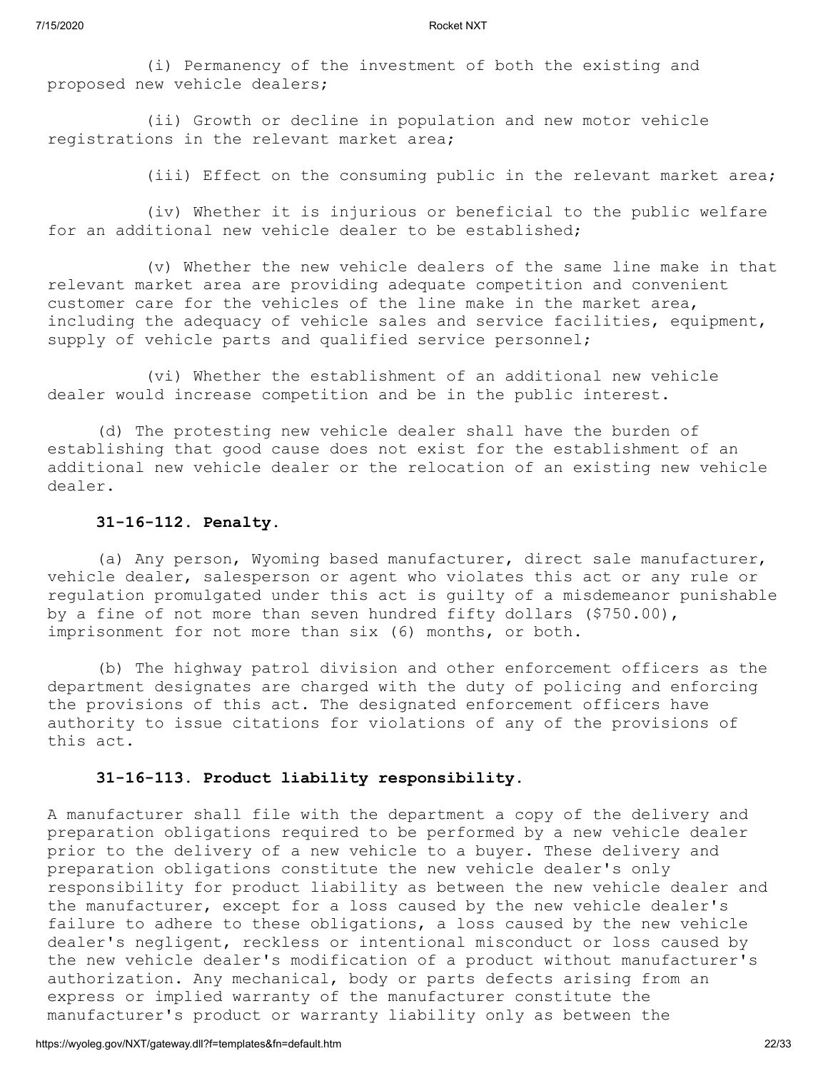(i) Permanency of the investment of both the existing and proposed new vehicle dealers;

(ii) Growth or decline in population and new motor vehicle registrations in the relevant market area;

(iii) Effect on the consuming public in the relevant market area;

(iv) Whether it is injurious or beneficial to the public welfare for an additional new vehicle dealer to be established;

(v) Whether the new vehicle dealers of the same line make in that relevant market area are providing adequate competition and convenient customer care for the vehicles of the line make in the market area, including the adequacy of vehicle sales and service facilities, equipment, supply of vehicle parts and qualified service personnel;

(vi) Whether the establishment of an additional new vehicle dealer would increase competition and be in the public interest.

(d) The protesting new vehicle dealer shall have the burden of establishing that good cause does not exist for the establishment of an additional new vehicle dealer or the relocation of an existing new vehicle dealer.

**31-16-112. Penalty.**

(a) Any person, Wyoming based manufacturer, direct sale manufacturer, vehicle dealer, salesperson or agent who violates this act or any rule or regulation promulgated under this act is guilty of a misdemeanor punishable by a fine of not more than seven hundred fifty dollars ($750.00), imprisonment for not more than six (6) months, or both.

(b) The highway patrol division and other enforcement officers as the department designates are charged with the duty of policing and enforcing the provisions of this act. The designated enforcement officers have authority to issue citations for violations of any of the provisions of this act.

**31-16-113. Product liability responsibility.**

A manufacturer shall file with the department a copy of the delivery and preparation obligations required to be performed by a new vehicle dealer prior to the delivery of a new vehicle to a buyer. These delivery and preparation obligations constitute the new vehicle dealer's only responsibility for product liability as between the new vehicle dealer and the manufacturer, except for a loss caused by the new vehicle dealer's failure to adhere to these obligations, a loss caused by the new vehicle dealer's negligent, reckless or intentional misconduct or loss caused by the new vehicle dealer's modification of a product without manufacturer's authorization. Any mechanical, body or parts defects arising from an express or implied warranty of the manufacturer constitute the manufacturer's product or warranty liability only as between the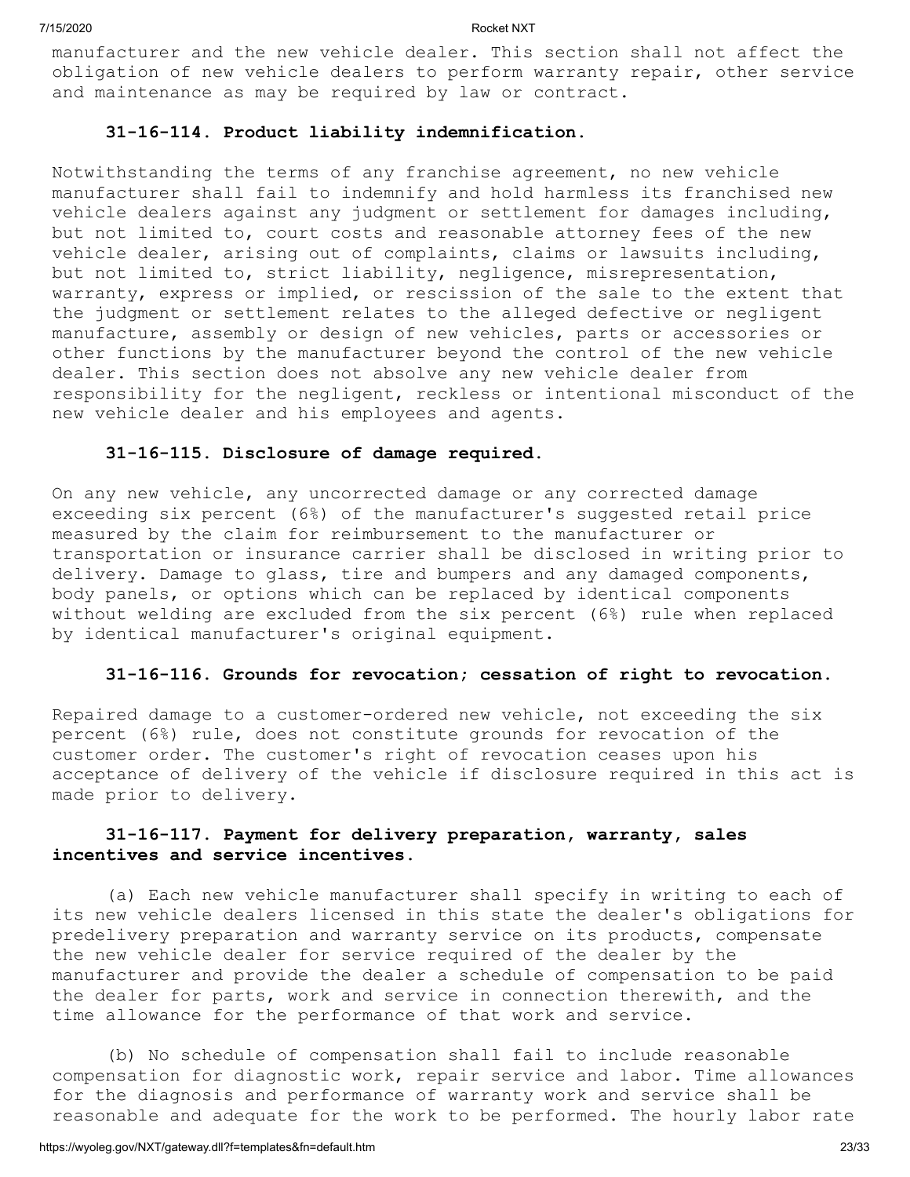manufacturer and the new vehicle dealer. This section shall not affect the obligation of new vehicle dealers to perform warranty repair, other service and maintenance as may be required by law or contract.

### 31-16-114. Product liability indemnification.

Notwithstanding the terms of any franchise agreement, no new vehicle manufacturer shall fail to indemnify and hold harmless its franchised new vehicle dealers against any judgment or settlement for damages including, but not limited to, court costs and reasonable attorney fees of the new vehicle dealer, arising out of complaints, claims or lawsuits including, but not limited to, strict liability, negligence, misrepresentation, warranty, express or implied, or rescission of the sale to the extent that the judgment or settlement relates to the alleged defective or negligent manufacture, assembly or design of new vehicles, parts or accessories or other functions by the manufacturer beyond the control of the new vehicle dealer. This section does not absolve any new vehicle dealer from responsibility for the negligent, reckless or intentional misconduct of the new vehicle dealer and his employees and agents.

### 31-16-115. Disclosure of damage required.

On any new vehicle, any uncorrected damage or any corrected damage exceeding six percent (6%) of the manufacturer's suggested retail price measured by the claim for reimbursement to the manufacturer or transportation or insurance carrier shall be disclosed in writing prior to delivery. Damage to glass, tire and bumpers and any damaged components, body panels, or options which can be replaced by identical components without welding are excluded from the six percent (6%) rule when replaced by identical manufacturer's original equipment.

### 31-16-116. Grounds for revocation; cessation of right to revocation.

Repaired damage to a customer-ordered new vehicle, not exceeding the six percent (6%) rule, does not constitute grounds for revocation of the customer order. The customer's right of revocation ceases upon his acceptance of delivery of the vehicle if disclosure required in this act is made prior to delivery.

### 31-16-117. Payment for delivery preparation, warranty, sales incentives and service incentives.

(a) Each new vehicle manufacturer shall specify in writing to each of its new vehicle dealers licensed in this state the dealer's obligations for predelivery preparation and warranty service on its products, compensate the new vehicle dealer for service required of the dealer by the manufacturer and provide the dealer a schedule of compensation to be paid the dealer for parts, work and service in connection therewith, and the time allowance for the performance of that work and service.

(b) No schedule of compensation shall fail to include reasonable compensation for diagnostic work, repair service and labor. Time allowances for the diagnosis and performance of warranty work and service shall be reasonable and adequate for the work to be performed. The hourly labor rate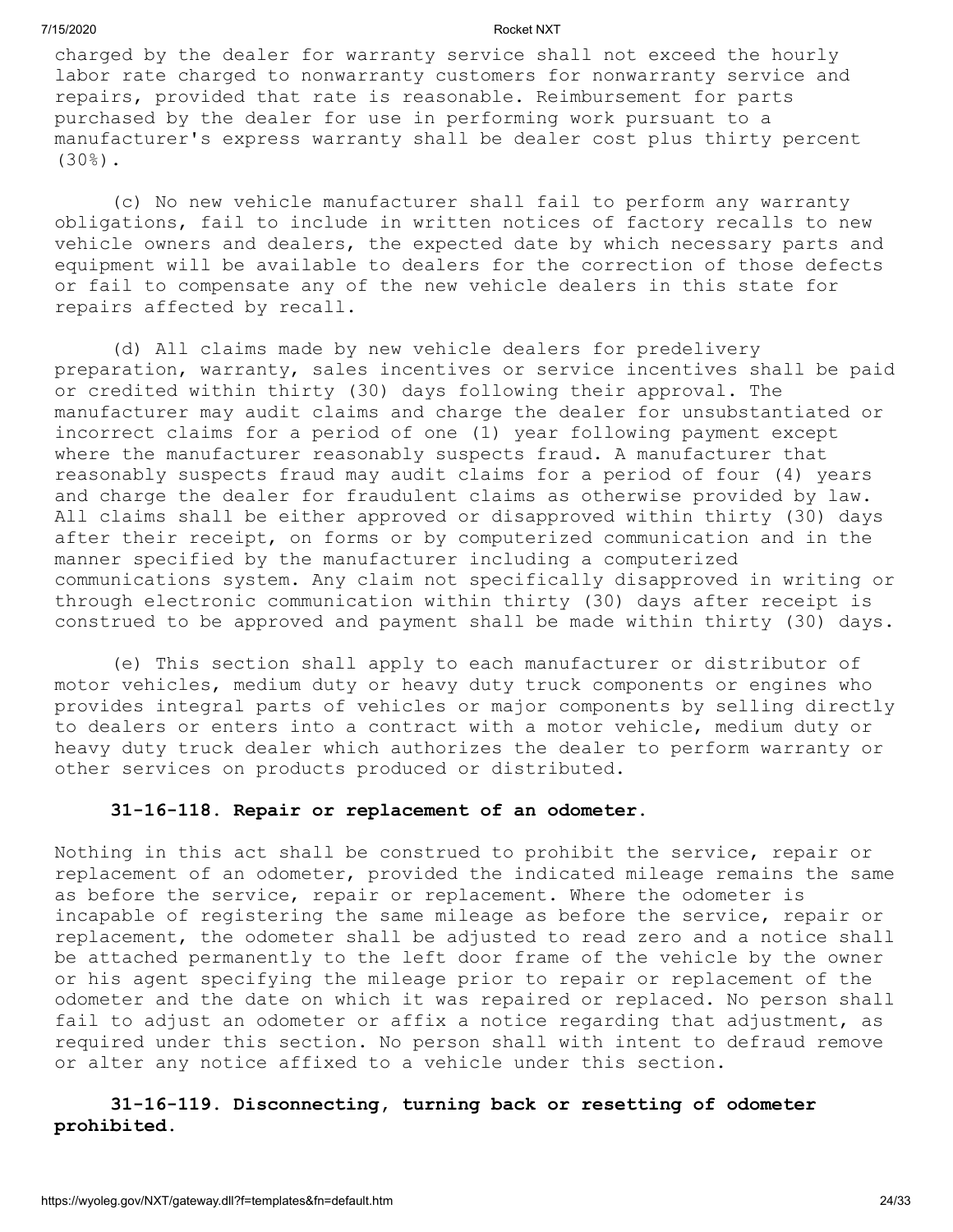charged by the dealer for warranty service shall not exceed the hourly labor rate charged to nonwarranty customers for nonwarranty service and repairs, provided that rate is reasonable. Reimbursement for parts purchased by the dealer for use in performing work pursuant to a manufacturer's express warranty shall be dealer cost plus thirty percent (30%).

(c) No new vehicle manufacturer shall fail to perform any warranty obligations, fail to include in written notices of factory recalls to new vehicle owners and dealers, the expected date by which necessary parts and equipment will be available to dealers for the correction of those defects or fail to compensate any of the new vehicle dealers in this state for repairs affected by recall.

(d) All claims made by new vehicle dealers for predelivery preparation, warranty, sales incentives or service incentives shall be paid or credited within thirty (30) days following their approval. The manufacturer may audit claims and charge the dealer for unsubstantiated or incorrect claims for a period of one (1) year following payment except where the manufacturer reasonably suspects fraud. A manufacturer that reasonably suspects fraud may audit claims for a period of four (4) years and charge the dealer for fraudulent claims as otherwise provided by law. All claims shall be either approved or disapproved within thirty (30) days after their receipt, on forms or by computerized communication and in the manner specified by the manufacturer including a computerized communications system. Any claim not specifically disapproved in writing or through electronic communication within thirty (30) days after receipt is construed to be approved and payment shall be made within thirty (30) days.

(e) This section shall apply to each manufacturer or distributor of motor vehicles, medium duty or heavy duty truck components or engines who provides integral parts of vehicles or major components by selling directly to dealers or enters into a contract with a motor vehicle, medium duty or heavy duty truck dealer which authorizes the dealer to perform warranty or other services on products produced or distributed.

**31-16-118. Repair or replacement of an odometer.**

Nothing in this act shall be construed to prohibit the service, repair or replacement of an odometer, provided the indicated mileage remains the same as before the service, repair or replacement. Where the odometer is incapable of registering the same mileage as before the service, repair or replacement, the odometer shall be adjusted to read zero and a notice shall be attached permanently to the left door frame of the vehicle by the owner or his agent specifying the mileage prior to repair or replacement of the odometer and the date on which it was repaired or replaced. No person shall fail to adjust an odometer or affix a notice regarding that adjustment, as required under this section. No person shall with intent to defraud remove or alter any notice affixed to a vehicle under this section.

**31-16-119. Disconnecting, turning back or resetting of odometer prohibited.**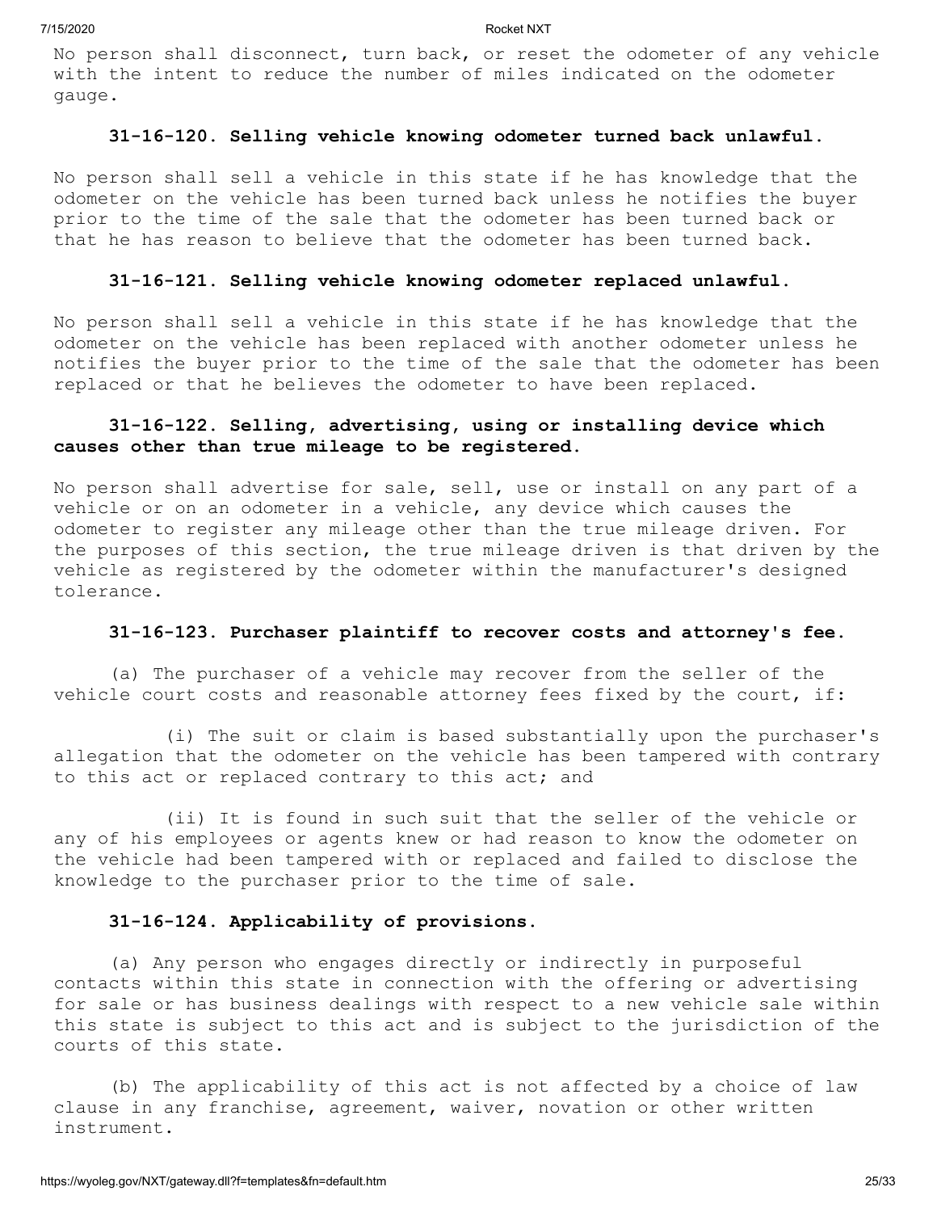No person shall disconnect, turn back, or reset the odometer of any vehicle with the intent to reduce the number of miles indicated on the odometer gauge.

### 31-16-120. Selling vehicle knowing odometer turned back unlawful.

No person shall sell a vehicle in this state if he has knowledge that the odometer on the vehicle has been turned back unless he notifies the buyer prior to the time of the sale that the odometer has been turned back or that he has reason to believe that the odometer has been turned back.

### 31-16-121. Selling vehicle knowing odometer replaced unlawful.

No person shall sell a vehicle in this state if he has knowledge that the odometer on the vehicle has been replaced with another odometer unless he notifies the buyer prior to the time of the sale that the odometer has been replaced or that he believes the odometer to have been replaced.

### 31-16-122. Selling, advertising, using or installing device which causes other than true mileage to be registered.

No person shall advertise for sale, sell, use or install on any part of a vehicle or on an odometer in a vehicle, any device which causes the odometer to register any mileage other than the true mileage driven. For the purposes of this section, the true mileage driven is that driven by the vehicle as registered by the odometer within the manufacturer's designed tolerance.

### 31-16-123. Purchaser plaintiff to recover costs and attorney's fee.

(a) The purchaser of a vehicle may recover from the seller of the vehicle court costs and reasonable attorney fees fixed by the court, if:

(i) The suit or claim is based substantially upon the purchaser's allegation that the odometer on the vehicle has been tampered with contrary to this act or replaced contrary to this act; and

(ii) It is found in such suit that the seller of the vehicle or any of his employees or agents knew or had reason to know the odometer on the vehicle had been tampered with or replaced and failed to disclose the knowledge to the purchaser prior to the time of sale.

### 31-16-124. Applicability of provisions.

(a) Any person who engages directly or indirectly in purposeful contacts within this state in connection with the offering or advertising for sale or has business dealings with respect to a new vehicle sale within this state is subject to this act and is subject to the jurisdiction of the courts of this state.

(b) The applicability of this act is not affected by a choice of law clause in any franchise, agreement, waiver, novation or other written instrument.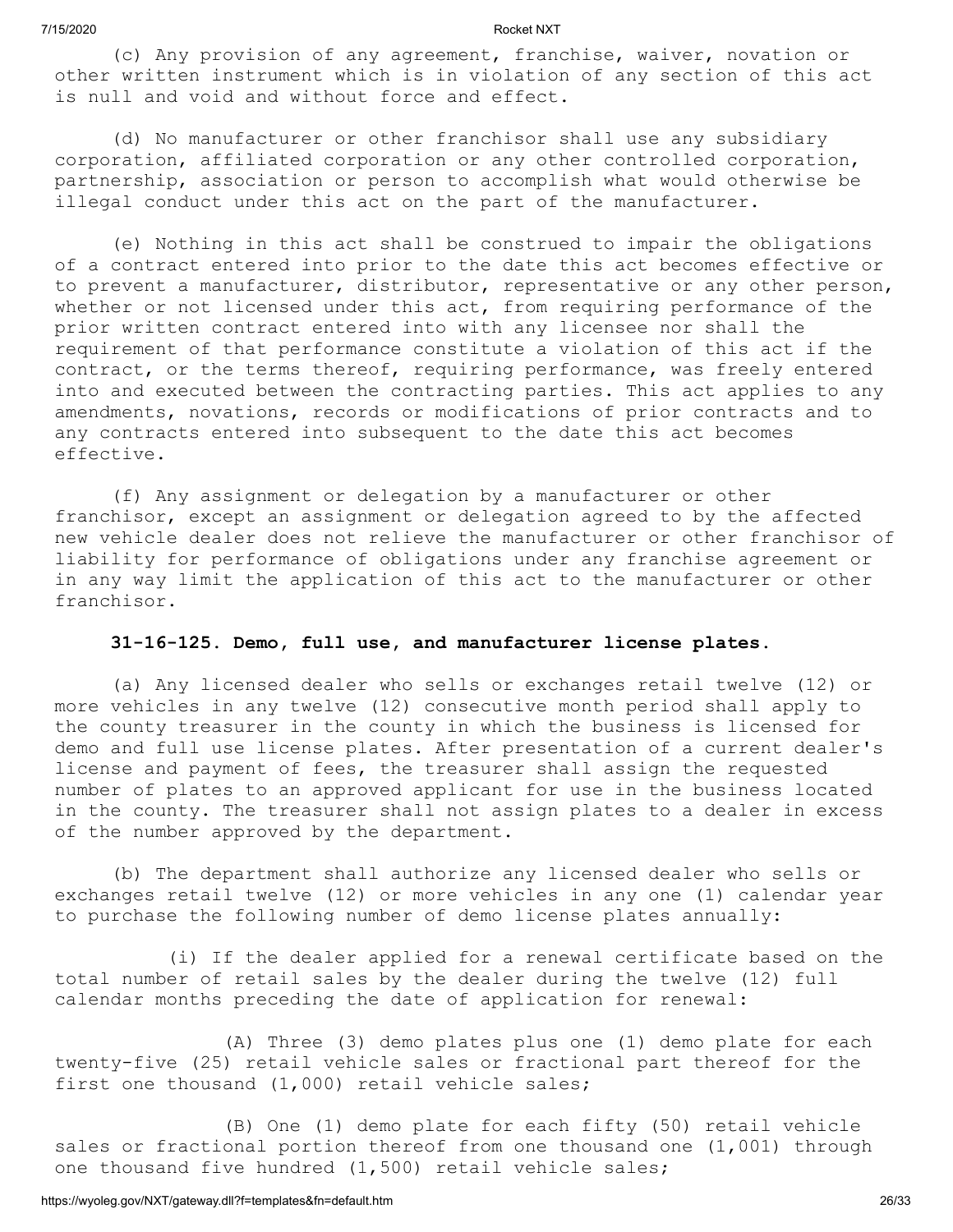(c) Any provision of any agreement, franchise, waiver, novation or other written instrument which is in violation of any section of this act is null and void and without force and effect.

(d) No manufacturer or other franchisor shall use any subsidiary corporation, affiliated corporation or any other controlled corporation, partnership, association or person to accomplish what would otherwise be illegal conduct under this act on the part of the manufacturer.

(e) Nothing in this act shall be construed to impair the obligations of a contract entered into prior to the date this act becomes effective or to prevent a manufacturer, distributor, representative or any other person, whether or not licensed under this act, from requiring performance of the prior written contract entered into with any licensee nor shall the requirement of that performance constitute a violation of this act if the contract, or the terms thereof, requiring performance, was freely entered into and executed between the contracting parties. This act applies to any amendments, novations, records or modifications of prior contracts and to any contracts entered into subsequent to the date this act becomes effective.

(f) Any assignment or delegation by a manufacturer or other franchisor, except an assignment or delegation agreed to by the affected new vehicle dealer does not relieve the manufacturer or other franchisor of liability for performance of obligations under any franchise agreement or in any way limit the application of this act to the manufacturer or other franchisor.

**31-16-125. Demo, full use, and manufacturer license plates.**

(a) Any licensed dealer who sells or exchanges retail twelve (12) or more vehicles in any twelve (12) consecutive month period shall apply to the county treasurer in the county in which the business is licensed for demo and full use license plates. After presentation of a current dealer's license and payment of fees, the treasurer shall assign the requested number of plates to an approved applicant for use in the business located in the county. The treasurer shall not assign plates to a dealer in excess of the number approved by the department.

(b) The department shall authorize any licensed dealer who sells or exchanges retail twelve (12) or more vehicles in any one (1) calendar year to purchase the following number of demo license plates annually:

(i) If the dealer applied for a renewal certificate based on the total number of retail sales by the dealer during the twelve (12) full calendar months preceding the date of application for renewal:

(A) Three (3) demo plates plus one (1) demo plate for each twenty-five (25) retail vehicle sales or fractional part thereof for the first one thousand (1,000) retail vehicle sales;

(B) One (1) demo plate for each fifty (50) retail vehicle sales or fractional portion thereof from one thousand one (1,001) through one thousand five hundred (1,500) retail vehicle sales;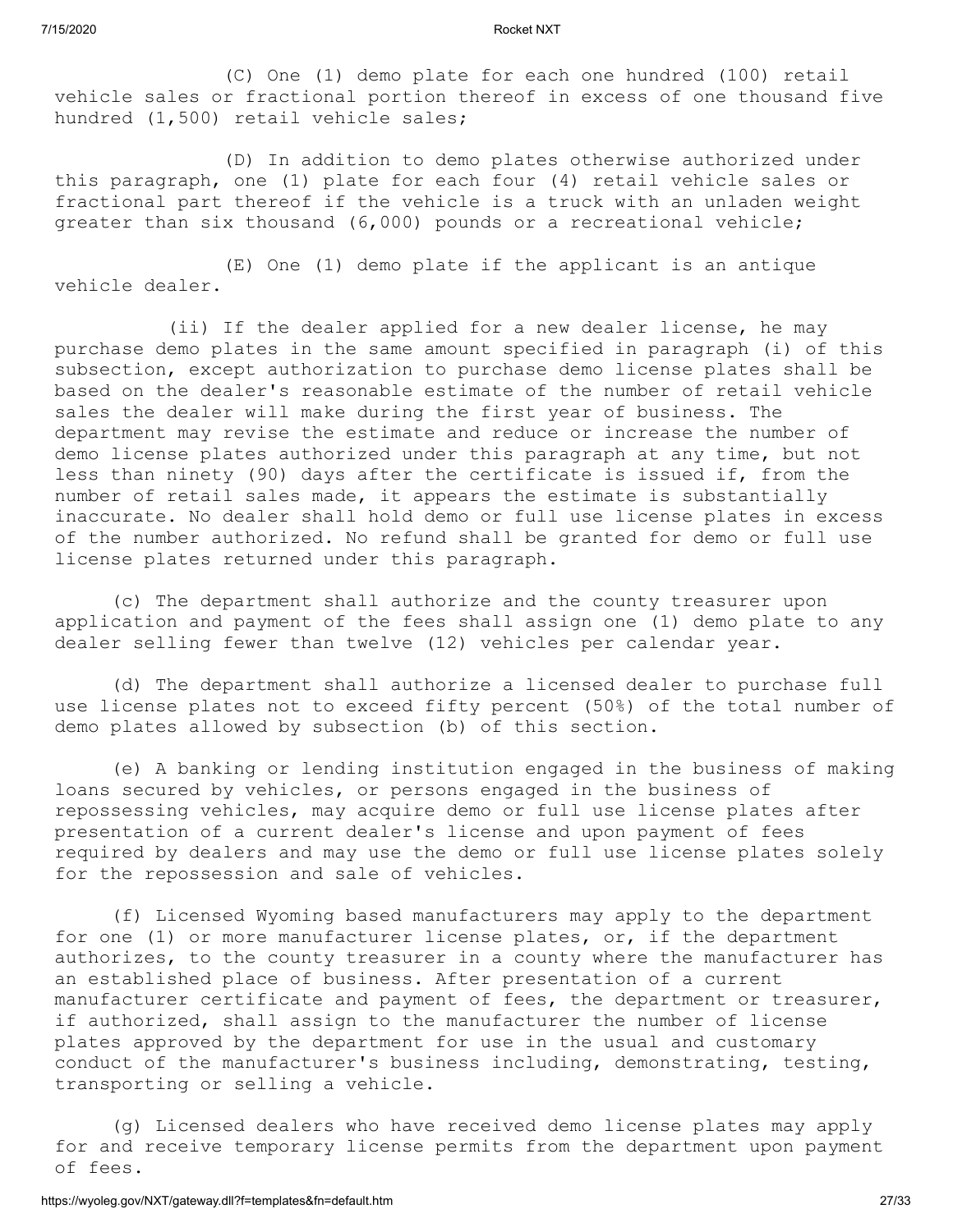(C) One (1) demo plate for each one hundred (100) retail vehicle sales or fractional portion thereof in excess of one thousand five hundred (1,500) retail vehicle sales;

(D) In addition to demo plates otherwise authorized under this paragraph, one (1) plate for each four (4) retail vehicle sales or fractional part thereof if the vehicle is a truck with an unladen weight greater than six thousand (6,000) pounds or a recreational vehicle;

(E) One (1) demo plate if the applicant is an antique vehicle dealer.

(ii) If the dealer applied for a new dealer license, he may purchase demo plates in the same amount specified in paragraph (i) of this subsection, except authorization to purchase demo license plates shall be based on the dealer's reasonable estimate of the number of retail vehicle sales the dealer will make during the first year of business. The department may revise the estimate and reduce or increase the number of demo license plates authorized under this paragraph at any time, but not less than ninety (90) days after the certificate is issued if, from the number of retail sales made, it appears the estimate is substantially inaccurate. No dealer shall hold demo or full use license plates in excess of the number authorized. No refund shall be granted for demo or full use license plates returned under this paragraph.

(c) The department shall authorize and the county treasurer upon application and payment of the fees shall assign one (1) demo plate to any dealer selling fewer than twelve (12) vehicles per calendar year.

(d) The department shall authorize a licensed dealer to purchase full use license plates not to exceed fifty percent (50%) of the total number of demo plates allowed by subsection (b) of this section.

(e) A banking or lending institution engaged in the business of making loans secured by vehicles, or persons engaged in the business of repossessing vehicles, may acquire demo or full use license plates after presentation of a current dealer's license and upon payment of fees required by dealers and may use the demo or full use license plates solely for the repossession and sale of vehicles.

(f) Licensed Wyoming based manufacturers may apply to the department for one (1) or more manufacturer license plates, or, if the department authorizes, to the county treasurer in a county where the manufacturer has an established place of business. After presentation of a current manufacturer certificate and payment of fees, the department or treasurer, if authorized, shall assign to the manufacturer the number of license plates approved by the department for use in the usual and customary conduct of the manufacturer's business including, demonstrating, testing, transporting or selling a vehicle.

(g) Licensed dealers who have received demo license plates may apply for and receive temporary license permits from the department upon payment of fees.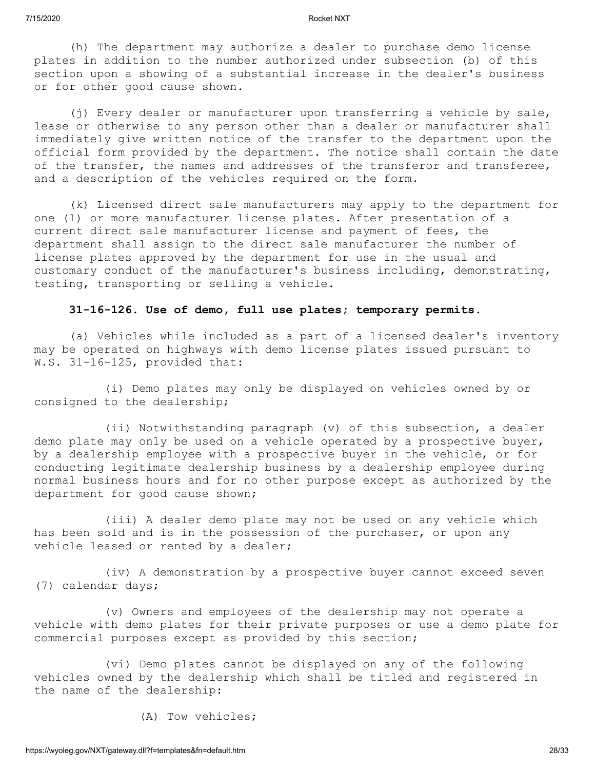(h) The department may authorize a dealer to purchase demo license plates in addition to the number authorized under subsection (b) of this section upon a showing of a substantial increase in the dealer's business or for other good cause shown.

(j) Every dealer or manufacturer upon transferring a vehicle by sale, lease or otherwise to any person other than a dealer or manufacturer shall immediately give written notice of the transfer to the department upon the official form provided by the department. The notice shall contain the date of the transfer, the names and addresses of the transferor and transferee, and a description of the vehicles required on the form.

(k) Licensed direct sale manufacturers may apply to the department for one (1) or more manufacturer license plates. After presentation of a current direct sale manufacturer license and payment of fees, the department shall assign to the direct sale manufacturer the number of license plates approved by the department for use in the usual and customary conduct of the manufacturer's business including, demonstrating, testing, transporting or selling a vehicle.

**31-16-126. Use of demo, full use plates; temporary permits.**

(a) Vehicles while included as a part of a licensed dealer's inventory may be operated on highways with demo license plates issued pursuant to W.S. 31-16-125, provided that:

(i) Demo plates may only be displayed on vehicles owned by or consigned to the dealership;

(ii) Notwithstanding paragraph (v) of this subsection, a dealer demo plate may only be used on a vehicle operated by a prospective buyer, by a dealership employee with a prospective buyer in the vehicle, or for conducting legitimate dealership business by a dealership employee during normal business hours and for no other purpose except as authorized by the department for good cause shown;

(iii) A dealer demo plate may not be used on any vehicle which has been sold and is in the possession of the purchaser, or upon any vehicle leased or rented by a dealer;

(iv) A demonstration by a prospective buyer cannot exceed seven (7) calendar days;

(v) Owners and employees of the dealership may not operate a vehicle with demo plates for their private purposes or use a demo plate for commercial purposes except as provided by this section;

(vi) Demo plates cannot be displayed on any of the following vehicles owned by the dealership which shall be titled and registered in the name of the dealership:

(A) Tow vehicles;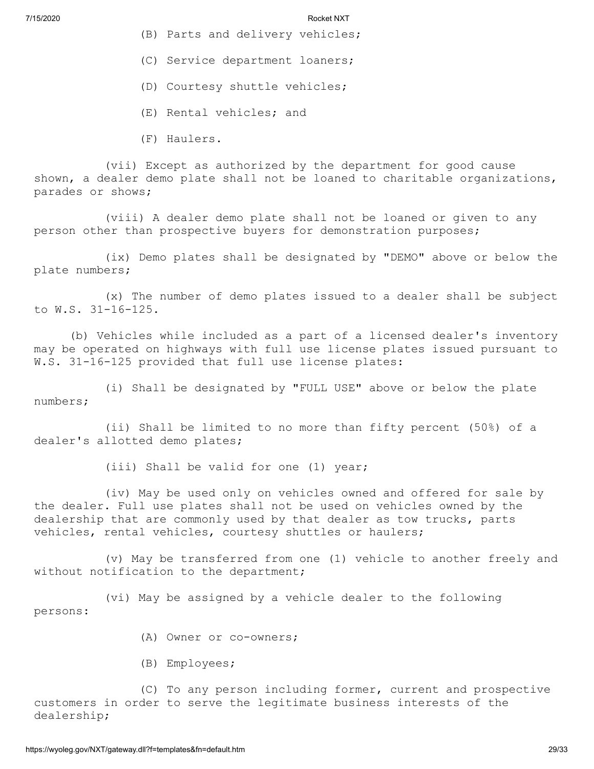(B) Parts and delivery vehicles;

(C) Service department loaners;

(D) Courtesy shuttle vehicles;

(E) Rental vehicles; and

(F) Haulers.

(vii) Except as authorized by the department for good cause shown, a dealer demo plate shall not be loaned to charitable organizations, parades or shows;

(viii) A dealer demo plate shall not be loaned or given to any person other than prospective buyers for demonstration purposes;

(ix) Demo plates shall be designated by "DEMO" above or below the plate numbers;

(x) The number of demo plates issued to a dealer shall be subject to W.S. 31-16-125.

(b) Vehicles while included as a part of a licensed dealer's inventory may be operated on highways with full use license plates issued pursuant to W.S. 31-16-125 provided that full use license plates:

(i) Shall be designated by "FULL USE" above or below the plate numbers;

(ii) Shall be limited to no more than fifty percent (50%) of a dealer's allotted demo plates;

(iii) Shall be valid for one (1) year;

(iv) May be used only on vehicles owned and offered for sale by the dealer. Full use plates shall not be used on vehicles owned by the dealership that are commonly used by that dealer as tow trucks, parts vehicles, rental vehicles, courtesy shuttles or haulers;

(v) May be transferred from one (1) vehicle to another freely and without notification to the department;

(vi) May be assigned by a vehicle dealer to the following persons:

(A) Owner or co-owners;

(B) Employees;

(C) To any person including former, current and prospective customers in order to serve the legitimate business interests of the dealership;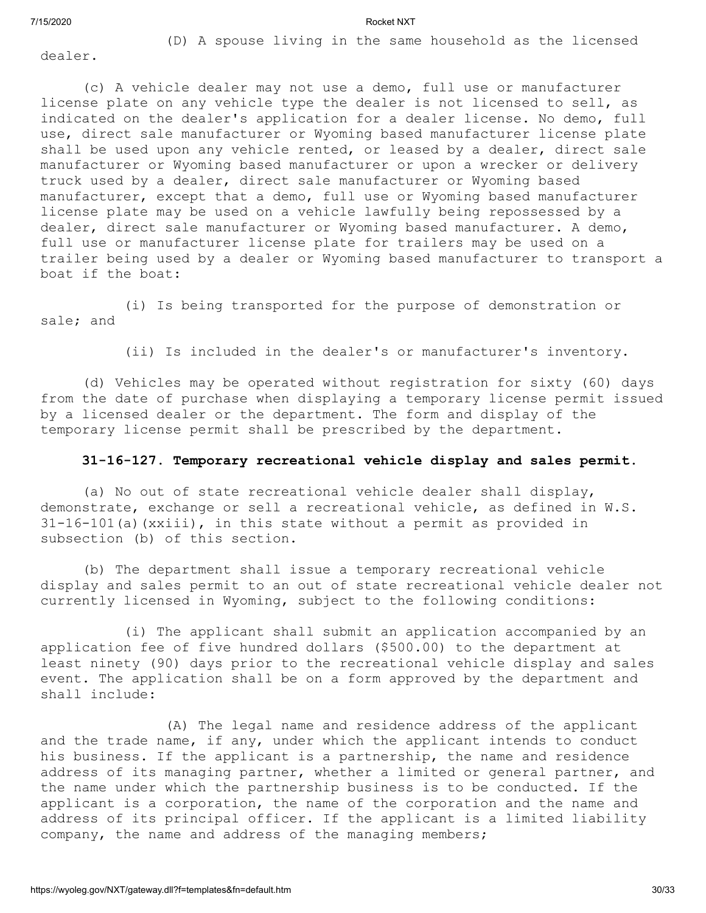(D) A spouse living in the same household as the licensed dealer.

(c) A vehicle dealer may not use a demo, full use or manufacturer license plate on any vehicle type the dealer is not licensed to sell, as indicated on the dealer's application for a dealer license. No demo, full use, direct sale manufacturer or Wyoming based manufacturer license plate shall be used upon any vehicle rented, or leased by a dealer, direct sale manufacturer or Wyoming based manufacturer or upon a wrecker or delivery truck used by a dealer, direct sale manufacturer or Wyoming based manufacturer, except that a demo, full use or Wyoming based manufacturer license plate may be used on a vehicle lawfully being repossessed by a dealer, direct sale manufacturer or Wyoming based manufacturer. A demo, full use or manufacturer license plate for trailers may be used on a trailer being used by a dealer or Wyoming based manufacturer to transport a boat if the boat:

(i) Is being transported for the purpose of demonstration or sale; and

(ii) Is included in the dealer's or manufacturer's inventory.

(d) Vehicles may be operated without registration for sixty (60) days from the date of purchase when displaying a temporary license permit issued by a licensed dealer or the department. The form and display of the temporary license permit shall be prescribed by the department.

**31-16-127. Temporary recreational vehicle display and sales permit.**

(a) No out of state recreational vehicle dealer shall display, demonstrate, exchange or sell a recreational vehicle, as defined in W.S. 31-16-101(a)(xxiii), in this state without a permit as provided in subsection (b) of this section.

(b) The department shall issue a temporary recreational vehicle display and sales permit to an out of state recreational vehicle dealer not currently licensed in Wyoming, subject to the following conditions:

(i) The applicant shall submit an application accompanied by an application fee of five hundred dollars ($500.00) to the department at least ninety (90) days prior to the recreational vehicle display and sales event. The application shall be on a form approved by the department and shall include:

(A) The legal name and residence address of the applicant and the trade name, if any, under which the applicant intends to conduct his business. If the applicant is a partnership, the name and residence address of its managing partner, whether a limited or general partner, and the name under which the partnership business is to be conducted. If the applicant is a corporation, the name of the corporation and the name and address of its principal officer. If the applicant is a limited liability company, the name and address of the managing members;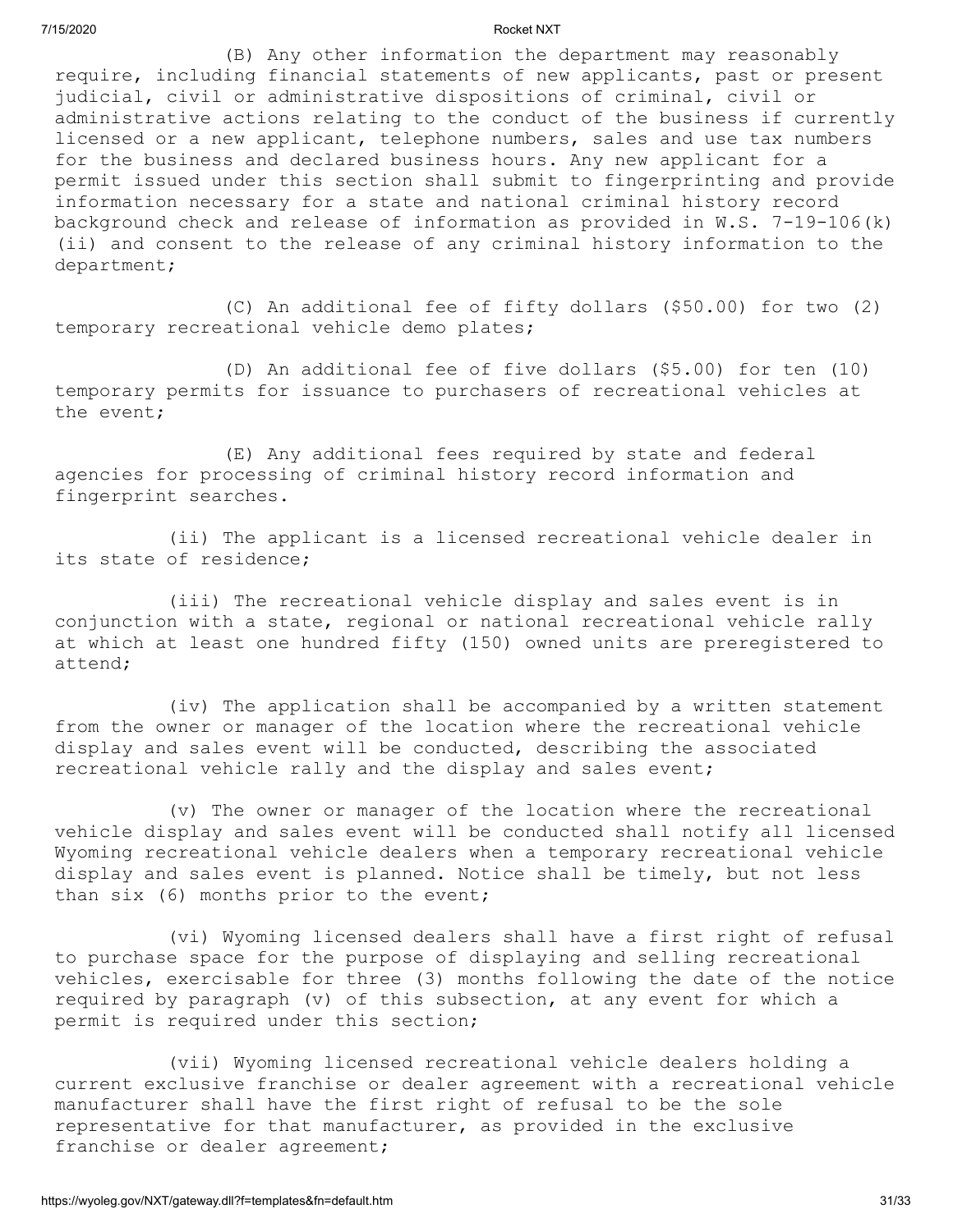(B) Any other information the department may reasonably require, including financial statements of new applicants, past or present judicial, civil or administrative dispositions of criminal, civil or administrative actions relating to the conduct of the business if currently licensed or a new applicant, telephone numbers, sales and use tax numbers for the business and declared business hours. Any new applicant for a permit issued under this section shall submit to fingerprinting and provide information necessary for a state and national criminal history record background check and release of information as provided in W.S. 7-19-106(k)(ii) and consent to the release of any criminal history information to the department;

(C) An additional fee of fifty dollars ($50.00) for two (2) temporary recreational vehicle demo plates;

(D) An additional fee of five dollars ($5.00) for ten (10) temporary permits for issuance to purchasers of recreational vehicles at the event;

(E) Any additional fees required by state and federal agencies for processing of criminal history record information and fingerprint searches.

(ii) The applicant is a licensed recreational vehicle dealer in its state of residence;

(iii) The recreational vehicle display and sales event is in conjunction with a state, regional or national recreational vehicle rally at which at least one hundred fifty (150) owned units are preregistered to attend;

(iv) The application shall be accompanied by a written statement from the owner or manager of the location where the recreational vehicle display and sales event will be conducted, describing the associated recreational vehicle rally and the display and sales event;

(v) The owner or manager of the location where the recreational vehicle display and sales event will be conducted shall notify all licensed Wyoming recreational vehicle dealers when a temporary recreational vehicle display and sales event is planned. Notice shall be timely, but not less than six (6) months prior to the event;

(vi) Wyoming licensed dealers shall have a first right of refusal to purchase space for the purpose of displaying and selling recreational vehicles, exercisable for three (3) months following the date of the notice required by paragraph (v) of this subsection, at any event for which a permit is required under this section;

(vii) Wyoming licensed recreational vehicle dealers holding a current exclusive franchise or dealer agreement with a recreational vehicle manufacturer shall have the first right of refusal to be the sole representative for that manufacturer, as provided in the exclusive franchise or dealer agreement;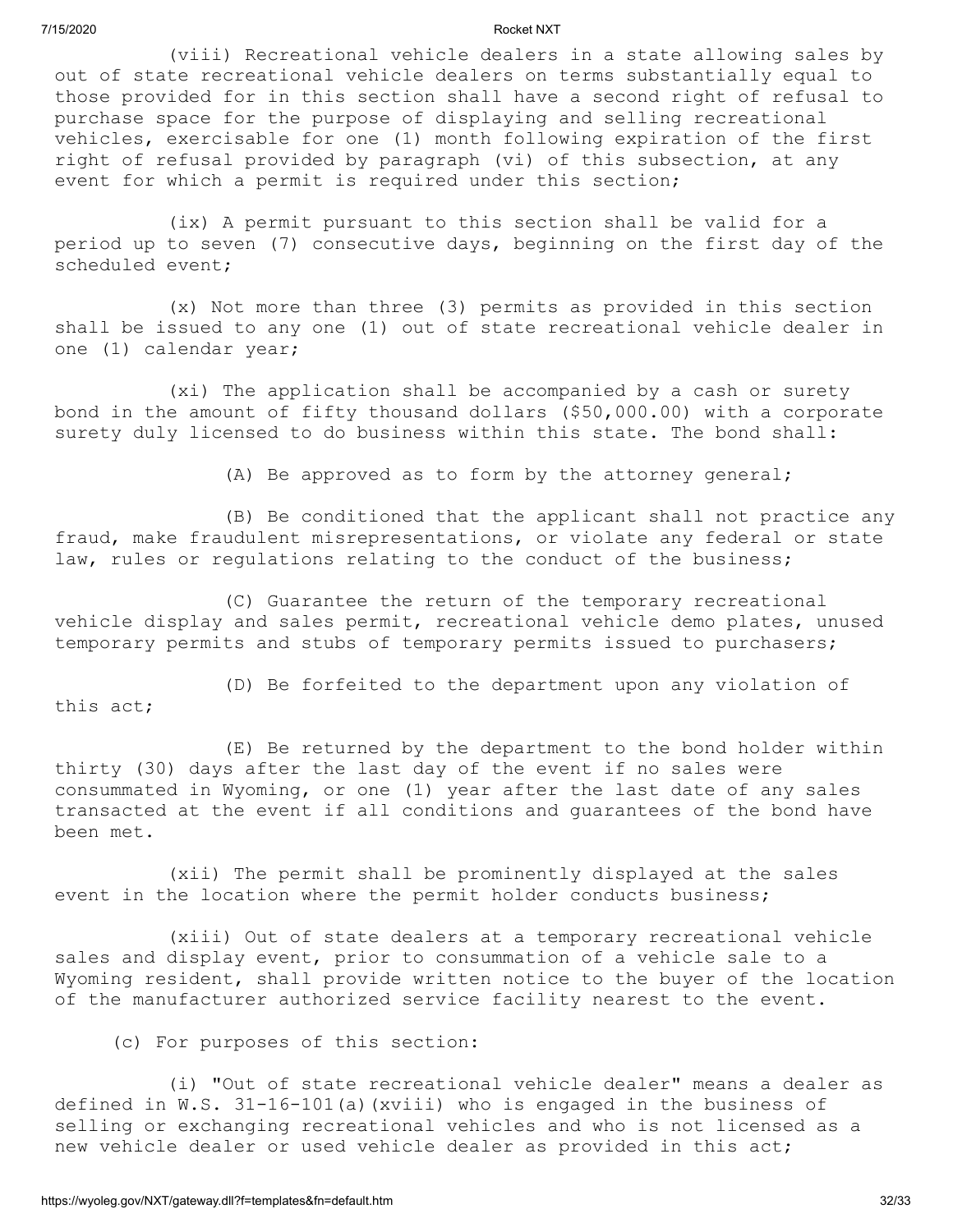(viii) Recreational vehicle dealers in a state allowing sales by out of state recreational vehicle dealers on terms substantially equal to those provided for in this section shall have a second right of refusal to purchase space for the purpose of displaying and selling recreational vehicles, exercisable for one (1) month following expiration of the first right of refusal provided by paragraph (vi) of this subsection, at any event for which a permit is required under this section;

(ix) A permit pursuant to this section shall be valid for a period up to seven (7) consecutive days, beginning on the first day of the scheduled event;

(x) Not more than three (3) permits as provided in this section shall be issued to any one (1) out of state recreational vehicle dealer in one (1) calendar year;

(xi) The application shall be accompanied by a cash or surety bond in the amount of fifty thousand dollars ($50,000.00) with a corporate surety duly licensed to do business within this state. The bond shall:

(A) Be approved as to form by the attorney general;

(B) Be conditioned that the applicant shall not practice any fraud, make fraudulent misrepresentations, or violate any federal or state law, rules or regulations relating to the conduct of the business;

(C) Guarantee the return of the temporary recreational vehicle display and sales permit, recreational vehicle demo plates, unused temporary permits and stubs of temporary permits issued to purchasers;

(D) Be forfeited to the department upon any violation of this act;

(E) Be returned by the department to the bond holder within thirty (30) days after the last day of the event if no sales were consummated in Wyoming, or one (1) year after the last date of any sales transacted at the event if all conditions and guarantees of the bond have been met.

(xii) The permit shall be prominently displayed at the sales event in the location where the permit holder conducts business;

(xiii) Out of state dealers at a temporary recreational vehicle sales and display event, prior to consummation of a vehicle sale to a Wyoming resident, shall provide written notice to the buyer of the location of the manufacturer authorized service facility nearest to the event.

(c) For purposes of this section:

(i) "Out of state recreational vehicle dealer" means a dealer as defined in W.S. 31-16-101(a)(xviii) who is engaged in the business of selling or exchanging recreational vehicles and who is not licensed as a new vehicle dealer or used vehicle dealer as provided in this act;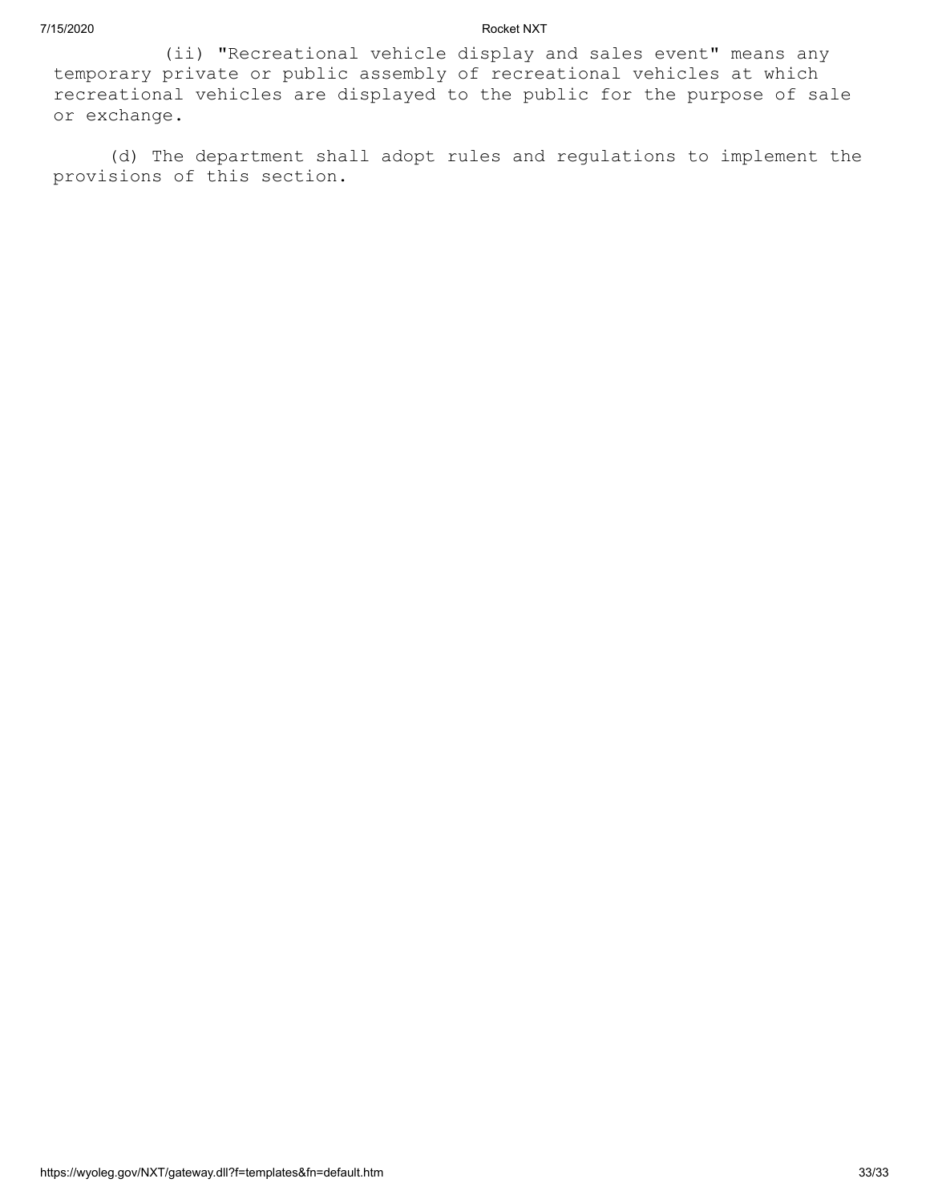(ii) "Recreational vehicle display and sales event" means any temporary private or public assembly of recreational vehicles at which recreational vehicles are displayed to the public for the purpose of sale or exchange.

(d) The department shall adopt rules and regulations to implement the provisions of this section.